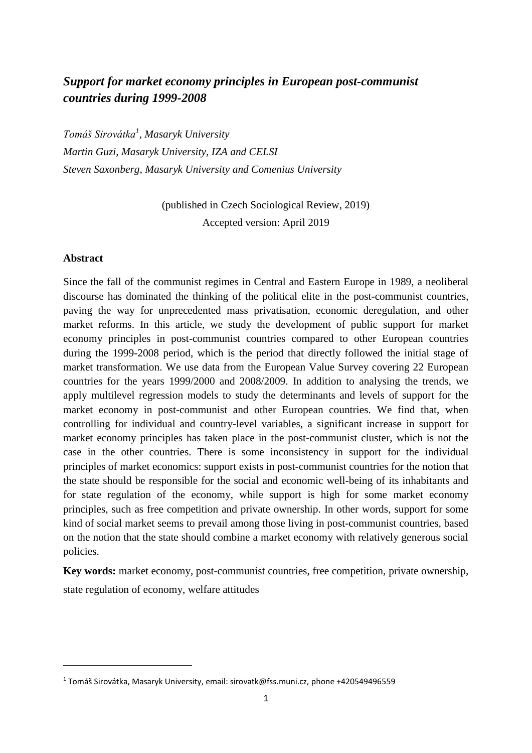# *Support for market economy principles in European post-communist countries during 1999-2008*

*Tomáš Sirovátka[1], Masaryk University*

*Martin Guzi, Masaryk University, IZA and CELSI*

*Steven Saxonberg, Masaryk University and Comenius University*

(published in Czech Sociological Review, 2019)

Accepted version: April 2019

## Abstract

Since the fall of the communist regimes in Central and Eastern Europe in 1989, a neoliberal discourse has dominated the thinking of the political elite in the post-communist countries, paving the way for unprecedented mass privatisation, economic deregulation, and other market reforms. In this article, we study the development of public support for market economy principles in post-communist countries compared to other European countries during the 1999-2008 period, which is the period that directly followed the initial stage of market transformation. We use data from the European Value Survey covering 22 European countries for the years 1999/2000 and 2008/2009. In addition to analysing the trends, we apply multilevel regression models to study the determinants and levels of support for the market economy in post-communist and other European countries. We find that, when controlling for individual and country-level variables, a significant increase in support for market economy principles has taken place in the post-communist cluster, which is not the case in the other countries. There is some inconsistency in support for the individual principles of market economics: support exists in post-communist countries for the notion that the state should be responsible for the social and economic well-being of its inhabitants and for state regulation of the economy, while support is high for some market economy principles, such as free competition and private ownership. In other words, support for some kind of social market seems to prevail among those living in post-communist countries, based on the notion that the state should combine a market economy with relatively generous social policies.

**Key words:** market economy, post-communist countries, free competition, private ownership, state regulation of economy, welfare attitudes

---

[1] Tomáš Sirovátka, Masaryk University, email: sirovatk@fss.muni.cz, phone +420549496559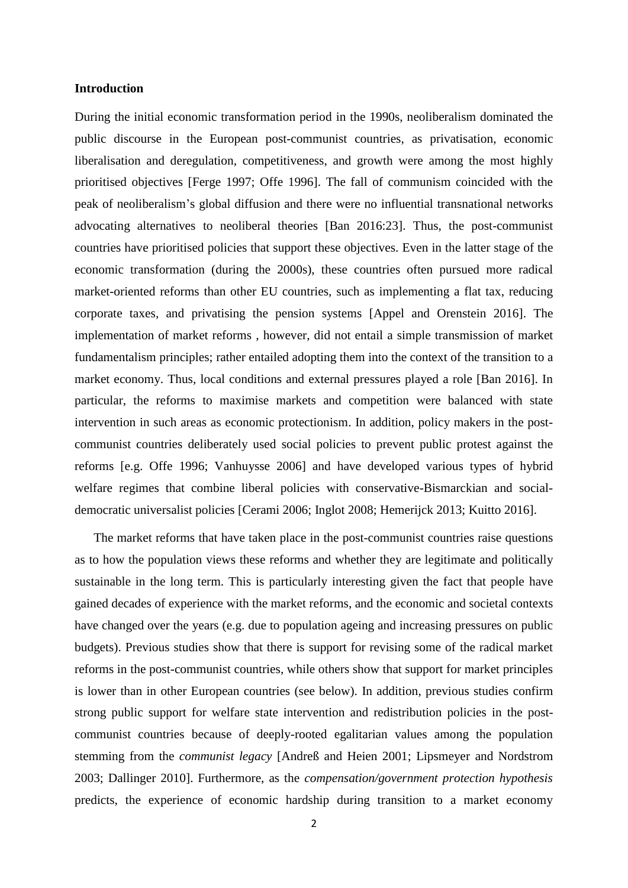## Introduction

During the initial economic transformation period in the 1990s, neoliberalism dominated the public discourse in the European post-communist countries, as privatisation, economic liberalisation and deregulation, competitiveness, and growth were among the most highly prioritised objectives [Ferge 1997; Offe 1996]. The fall of communism coincided with the peak of neoliberalism's global diffusion and there were no influential transnational networks advocating alternatives to neoliberal theories [Ban 2016:23]. Thus, the post-communist countries have prioritised policies that support these objectives. Even in the latter stage of the economic transformation (during the 2000s), these countries often pursued more radical market-oriented reforms than other EU countries, such as implementing a flat tax, reducing corporate taxes, and privatising the pension systems [Appel and Orenstein 2016]. The implementation of market reforms , however, did not entail a simple transmission of market fundamentalism principles; rather entailed adopting them into the context of the transition to a market economy. Thus, local conditions and external pressures played a role [Ban 2016]. In particular, the reforms to maximise markets and competition were balanced with state intervention in such areas as economic protectionism. In addition, policy makers in the post-communist countries deliberately used social policies to prevent public protest against the reforms [e.g. Offe 1996; Vanhuysse 2006] and have developed various types of hybrid welfare regimes that combine liberal policies with conservative-Bismarckian and social-democratic universalist policies [Cerami 2006; Inglot 2008; Hemerijck 2013; Kuitto 2016].

The market reforms that have taken place in the post-communist countries raise questions as to how the population views these reforms and whether they are legitimate and politically sustainable in the long term. This is particularly interesting given the fact that people have gained decades of experience with the market reforms, and the economic and societal contexts have changed over the years (e.g. due to population ageing and increasing pressures on public budgets). Previous studies show that there is support for revising some of the radical market reforms in the post-communist countries, while others show that support for market principles is lower than in other European countries (see below). In addition, previous studies confirm strong public support for welfare state intervention and redistribution policies in the post-communist countries because of deeply-rooted egalitarian values among the population stemming from the *communist legacy* [Andreß and Heien 2001; Lipsmeyer and Nordstrom 2003; Dallinger 2010]. Furthermore, as the *compensation/government protection hypothesis* predicts, the experience of economic hardship during transition to a market economy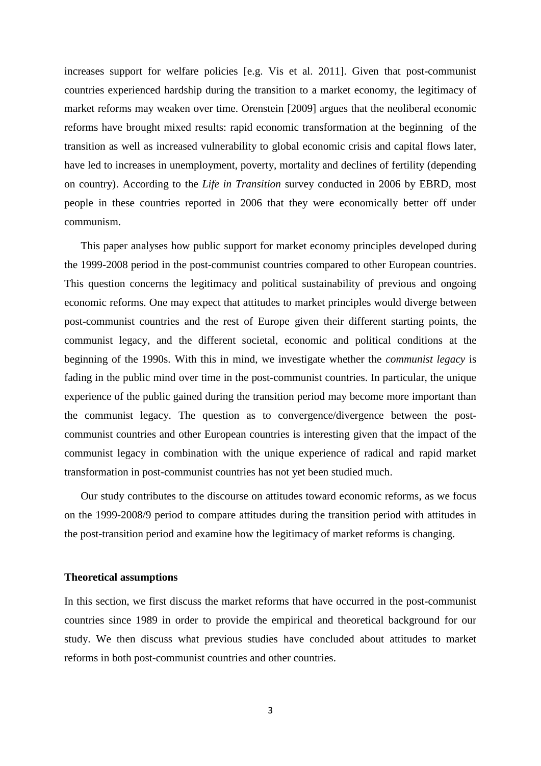increases support for welfare policies [e.g. Vis et al. 2011]. Given that post-communist countries experienced hardship during the transition to a market economy, the legitimacy of market reforms may weaken over time. Orenstein [2009] argues that the neoliberal economic reforms have brought mixed results: rapid economic transformation at the beginning of the transition as well as increased vulnerability to global economic crisis and capital flows later, have led to increases in unemployment, poverty, mortality and declines of fertility (depending on country). According to the *Life in Transition* survey conducted in 2006 by EBRD, most people in these countries reported in 2006 that they were economically better off under communism.

This paper analyses how public support for market economy principles developed during the 1999-2008 period in the post-communist countries compared to other European countries. This question concerns the legitimacy and political sustainability of previous and ongoing economic reforms. One may expect that attitudes to market principles would diverge between post-communist countries and the rest of Europe given their different starting points, the communist legacy, and the different societal, economic and political conditions at the beginning of the 1990s. With this in mind, we investigate whether the *communist legacy* is fading in the public mind over time in the post-communist countries. In particular, the unique experience of the public gained during the transition period may become more important than the communist legacy. The question as to convergence/divergence between the post-communist countries and other European countries is interesting given that the impact of the communist legacy in combination with the unique experience of radical and rapid market transformation in post-communist countries has not yet been studied much.

Our study contributes to the discourse on attitudes toward economic reforms, as we focus on the 1999-2008/9 period to compare attitudes during the transition period with attitudes in the post-transition period and examine how the legitimacy of market reforms is changing.

### Theoretical assumptions

In this section, we first discuss the market reforms that have occurred in the post-communist countries since 1989 in order to provide the empirical and theoretical background for our study. We then discuss what previous studies have concluded about attitudes to market reforms in both post-communist countries and other countries.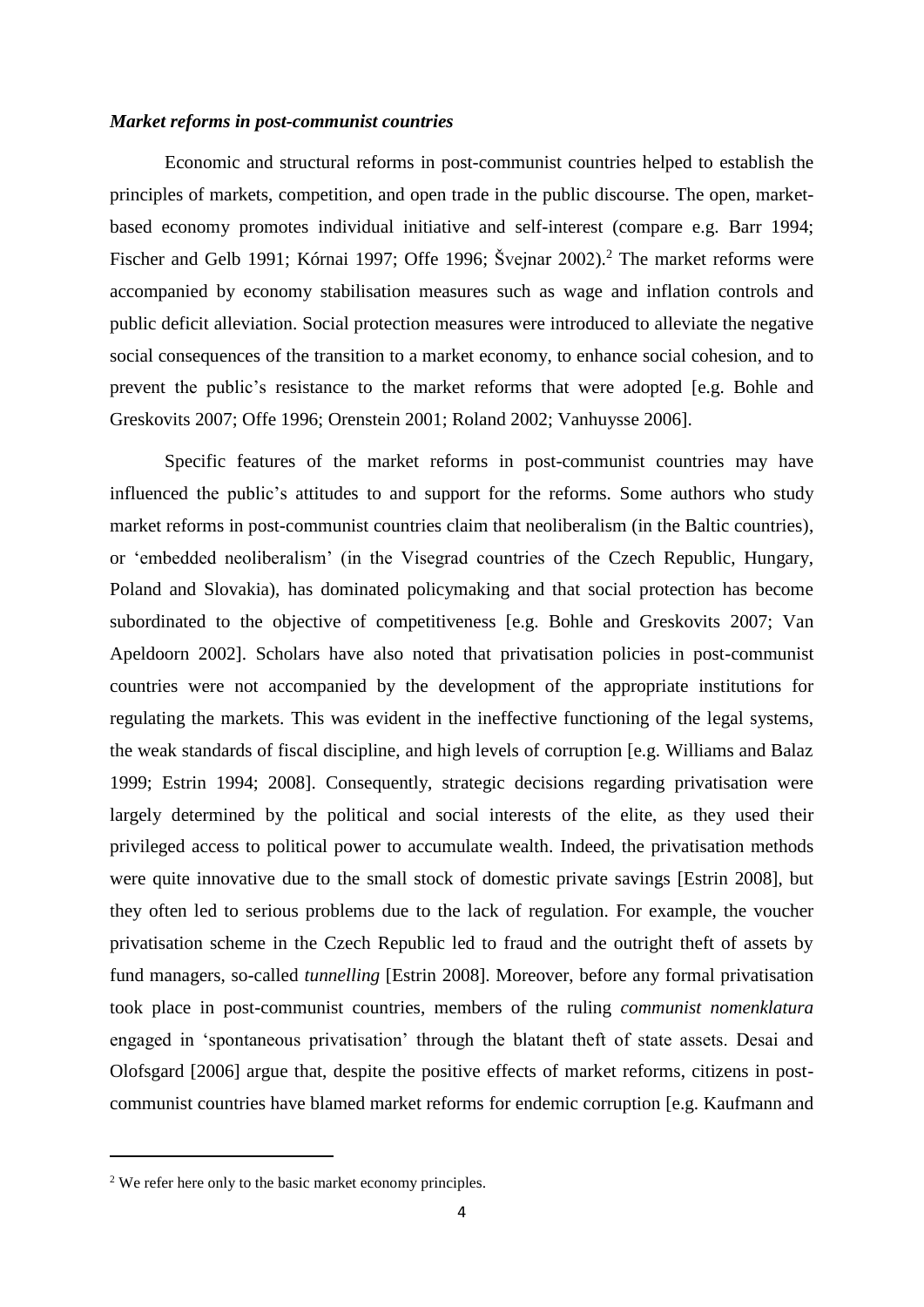### ***Market reforms in post-communist countries***

Economic and structural reforms in post-communist countries helped to establish the principles of markets, competition, and open trade in the public discourse. The open, market-based economy promotes individual initiative and self-interest (compare e.g. Barr 1994; Fischer and Gelb 1991; Kórnai 1997; Offe 1996; Švejnar 2002).[2] The market reforms were accompanied by economy stabilisation measures such as wage and inflation controls and public deficit alleviation. Social protection measures were introduced to alleviate the negative social consequences of the transition to a market economy, to enhance social cohesion, and to prevent the public's resistance to the market reforms that were adopted [e.g. Bohle and Greskovits 2007; Offe 1996; Orenstein 2001; Roland 2002; Vanhuysse 2006].

Specific features of the market reforms in post-communist countries may have influenced the public's attitudes to and support for the reforms. Some authors who study market reforms in post-communist countries claim that neoliberalism (in the Baltic countries), or 'embedded neoliberalism' (in the Visegrad countries of the Czech Republic, Hungary, Poland and Slovakia), has dominated policymaking and that social protection has become subordinated to the objective of competitiveness [e.g. Bohle and Greskovits 2007; Van Apeldoorn 2002]. Scholars have also noted that privatisation policies in post-communist countries were not accompanied by the development of the appropriate institutions for regulating the markets. This was evident in the ineffective functioning of the legal systems, the weak standards of fiscal discipline, and high levels of corruption [e.g. Williams and Balaz 1999; Estrin 1994; 2008]. Consequently, strategic decisions regarding privatisation were largely determined by the political and social interests of the elite, as they used their privileged access to political power to accumulate wealth. Indeed, the privatisation methods were quite innovative due to the small stock of domestic private savings [Estrin 2008], but they often led to serious problems due to the lack of regulation. For example, the voucher privatisation scheme in the Czech Republic led to fraud and the outright theft of assets by fund managers, so-called *tunnelling* [Estrin 2008]. Moreover, before any formal privatisation took place in post-communist countries, members of the ruling *communist nomenklatura* engaged in 'spontaneous privatisation' through the blatant theft of state assets. Desai and Olofsgard [2006] argue that, despite the positive effects of market reforms, citizens in post-communist countries have blamed market reforms for endemic corruption [e.g. Kaufmann and

---

[2] We refer here only to the basic market economy principles.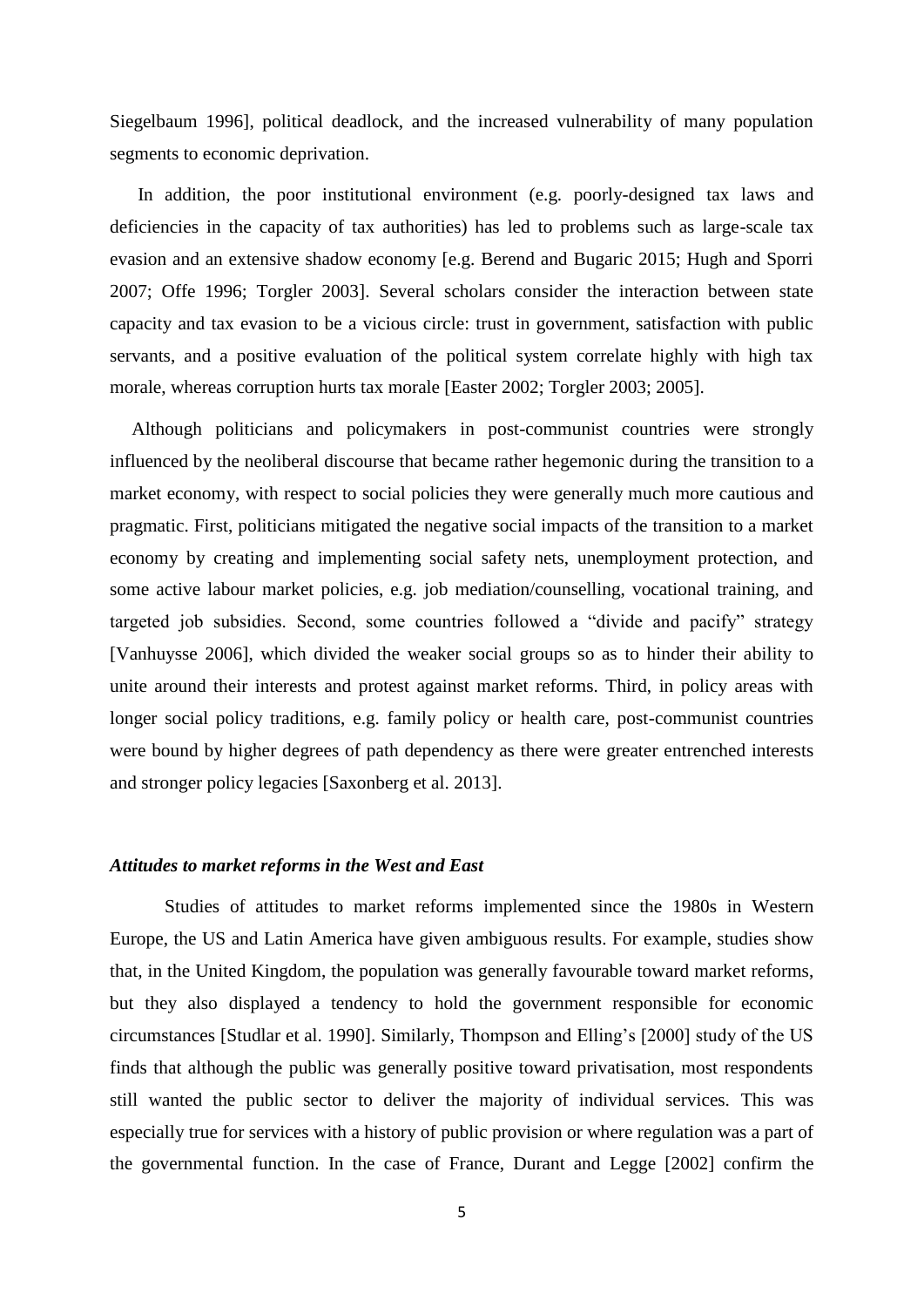Siegelbaum 1996], political deadlock, and the increased vulnerability of many population segments to economic deprivation.

In addition, the poor institutional environment (e.g. poorly-designed tax laws and deficiencies in the capacity of tax authorities) has led to problems such as large-scale tax evasion and an extensive shadow economy [e.g. Berend and Bugaric 2015; Hugh and Sporri 2007; Offe 1996; Torgler 2003]. Several scholars consider the interaction between state capacity and tax evasion to be a vicious circle: trust in government, satisfaction with public servants, and a positive evaluation of the political system correlate highly with high tax morale, whereas corruption hurts tax morale [Easter 2002; Torgler 2003; 2005].

Although politicians and policymakers in post-communist countries were strongly influenced by the neoliberal discourse that became rather hegemonic during the transition to a market economy, with respect to social policies they were generally much more cautious and pragmatic. First, politicians mitigated the negative social impacts of the transition to a market economy by creating and implementing social safety nets, unemployment protection, and some active labour market policies, e.g. job mediation/counselling, vocational training, and targeted job subsidies. Second, some countries followed a "divide and pacify" strategy [Vanhuysse 2006], which divided the weaker social groups so as to hinder their ability to unite around their interests and protest against market reforms. Third, in policy areas with longer social policy traditions, e.g. family policy or health care, post-communist countries were bound by higher degrees of path dependency as there were greater entrenched interests and stronger policy legacies [Saxonberg et al. 2013].

### *Attitudes to market reforms in the West and East*

Studies of attitudes to market reforms implemented since the 1980s in Western Europe, the US and Latin America have given ambiguous results. For example, studies show that, in the United Kingdom, the population was generally favourable toward market reforms, but they also displayed a tendency to hold the government responsible for economic circumstances [Studlar et al. 1990]. Similarly, Thompson and Elling's [2000] study of the US finds that although the public was generally positive toward privatisation, most respondents still wanted the public sector to deliver the majority of individual services. This was especially true for services with a history of public provision or where regulation was a part of the governmental function. In the case of France, Durant and Legge [2002] confirm the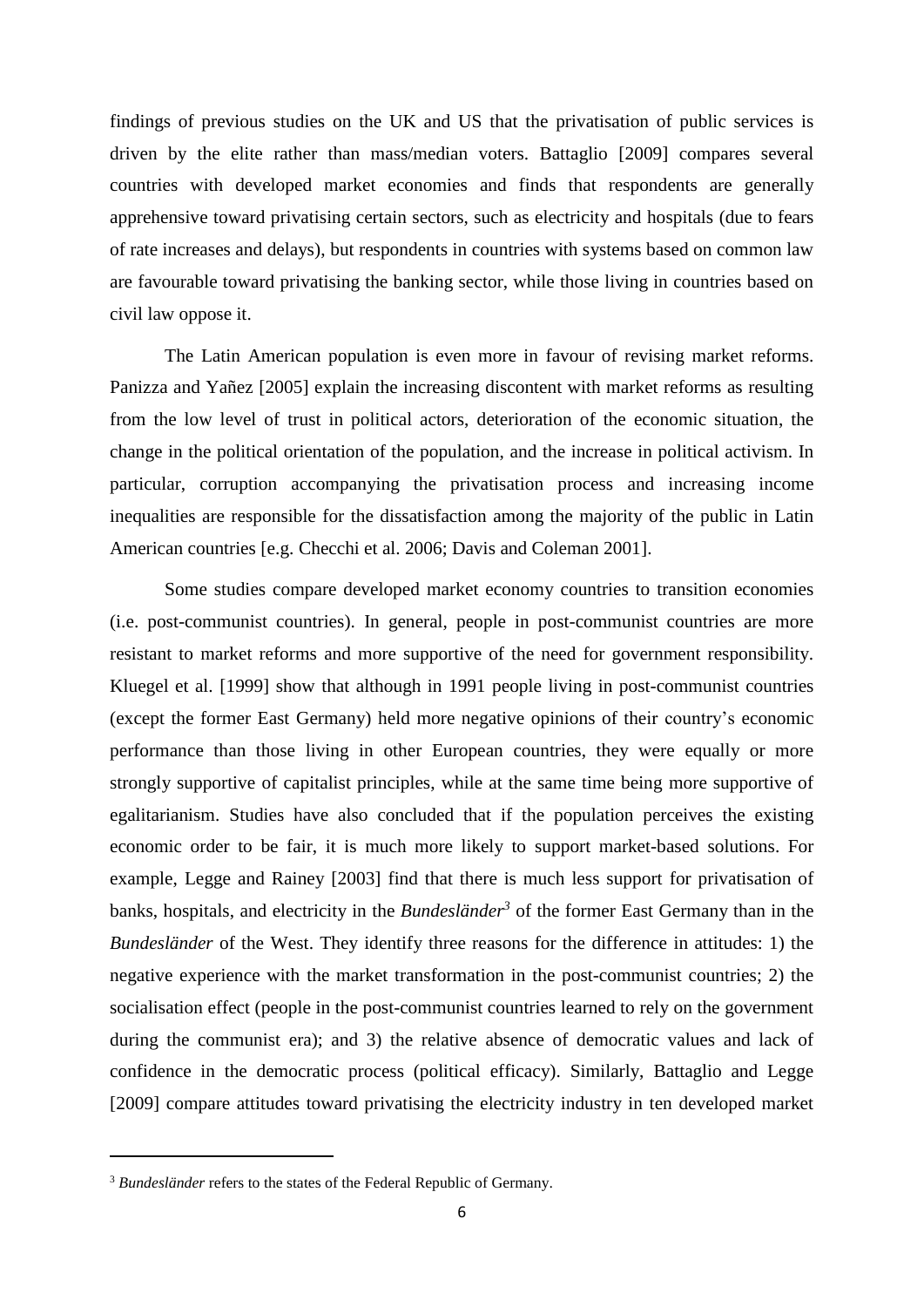findings of previous studies on the UK and US that the privatisation of public services is driven by the elite rather than mass/median voters. Battaglio [2009] compares several countries with developed market economies and finds that respondents are generally apprehensive toward privatising certain sectors, such as electricity and hospitals (due to fears of rate increases and delays), but respondents in countries with systems based on common law are favourable toward privatising the banking sector, while those living in countries based on civil law oppose it.

The Latin American population is even more in favour of revising market reforms. Panizza and Yañez [2005] explain the increasing discontent with market reforms as resulting from the low level of trust in political actors, deterioration of the economic situation, the change in the political orientation of the population, and the increase in political activism. In particular, corruption accompanying the privatisation process and increasing income inequalities are responsible for the dissatisfaction among the majority of the public in Latin American countries [e.g. Checchi et al. 2006; Davis and Coleman 2001].

Some studies compare developed market economy countries to transition economies (i.e. post-communist countries). In general, people in post-communist countries are more resistant to market reforms and more supportive of the need for government responsibility. Kluegel et al. [1999] show that although in 1991 people living in post-communist countries (except the former East Germany) held more negative opinions of their country's economic performance than those living in other European countries, they were equally or more strongly supportive of capitalist principles, while at the same time being more supportive of egalitarianism. Studies have also concluded that if the population perceives the existing economic order to be fair, it is much more likely to support market-based solutions. For example, Legge and Rainey [2003] find that there is much less support for privatisation of banks, hospitals, and electricity in the *Bundesländer*[3] of the former East Germany than in the *Bundesländer* of the West. They identify three reasons for the difference in attitudes: 1) the negative experience with the market transformation in the post-communist countries; 2) the socialisation effect (people in the post-communist countries learned to rely on the government during the communist era); and 3) the relative absence of democratic values and lack of confidence in the democratic process (political efficacy). Similarly, Battaglio and Legge [2009] compare attitudes toward privatising the electricity industry in ten developed market

[3] *Bundesländer* refers to the states of the Federal Republic of Germany.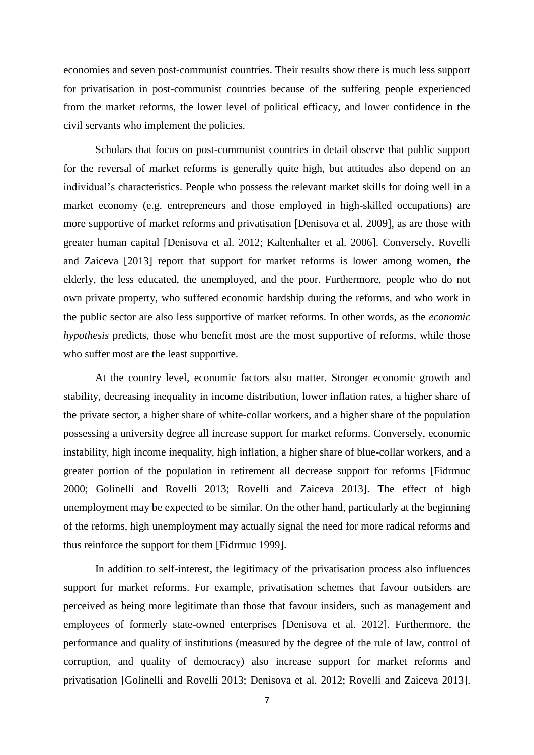economies and seven post-communist countries. Their results show there is much less support for privatisation in post-communist countries because of the suffering people experienced from the market reforms, the lower level of political efficacy, and lower confidence in the civil servants who implement the policies.

Scholars that focus on post-communist countries in detail observe that public support for the reversal of market reforms is generally quite high, but attitudes also depend on an individual's characteristics. People who possess the relevant market skills for doing well in a market economy (e.g. entrepreneurs and those employed in high-skilled occupations) are more supportive of market reforms and privatisation [Denisova et al. 2009], as are those with greater human capital [Denisova et al. 2012; Kaltenhalter et al. 2006]. Conversely, Rovelli and Zaiceva [2013] report that support for market reforms is lower among women, the elderly, the less educated, the unemployed, and the poor. Furthermore, people who do not own private property, who suffered economic hardship during the reforms, and who work in the public sector are also less supportive of market reforms. In other words, as the *economic hypothesis* predicts, those who benefit most are the most supportive of reforms, while those who suffer most are the least supportive.

At the country level, economic factors also matter. Stronger economic growth and stability, decreasing inequality in income distribution, lower inflation rates, a higher share of the private sector, a higher share of white-collar workers, and a higher share of the population possessing a university degree all increase support for market reforms. Conversely, economic instability, high income inequality, high inflation, a higher share of blue-collar workers, and a greater portion of the population in retirement all decrease support for reforms [Fidrmuc 2000; Golinelli and Rovelli 2013; Rovelli and Zaiceva 2013]. The effect of high unemployment may be expected to be similar. On the other hand, particularly at the beginning of the reforms, high unemployment may actually signal the need for more radical reforms and thus reinforce the support for them [Fidrmuc 1999].

In addition to self-interest, the legitimacy of the privatisation process also influences support for market reforms. For example, privatisation schemes that favour outsiders are perceived as being more legitimate than those that favour insiders, such as management and employees of formerly state-owned enterprises [Denisova et al. 2012]. Furthermore, the performance and quality of institutions (measured by the degree of the rule of law, control of corruption, and quality of democracy) also increase support for market reforms and privatisation [Golinelli and Rovelli 2013; Denisova et al. 2012; Rovelli and Zaiceva 2013].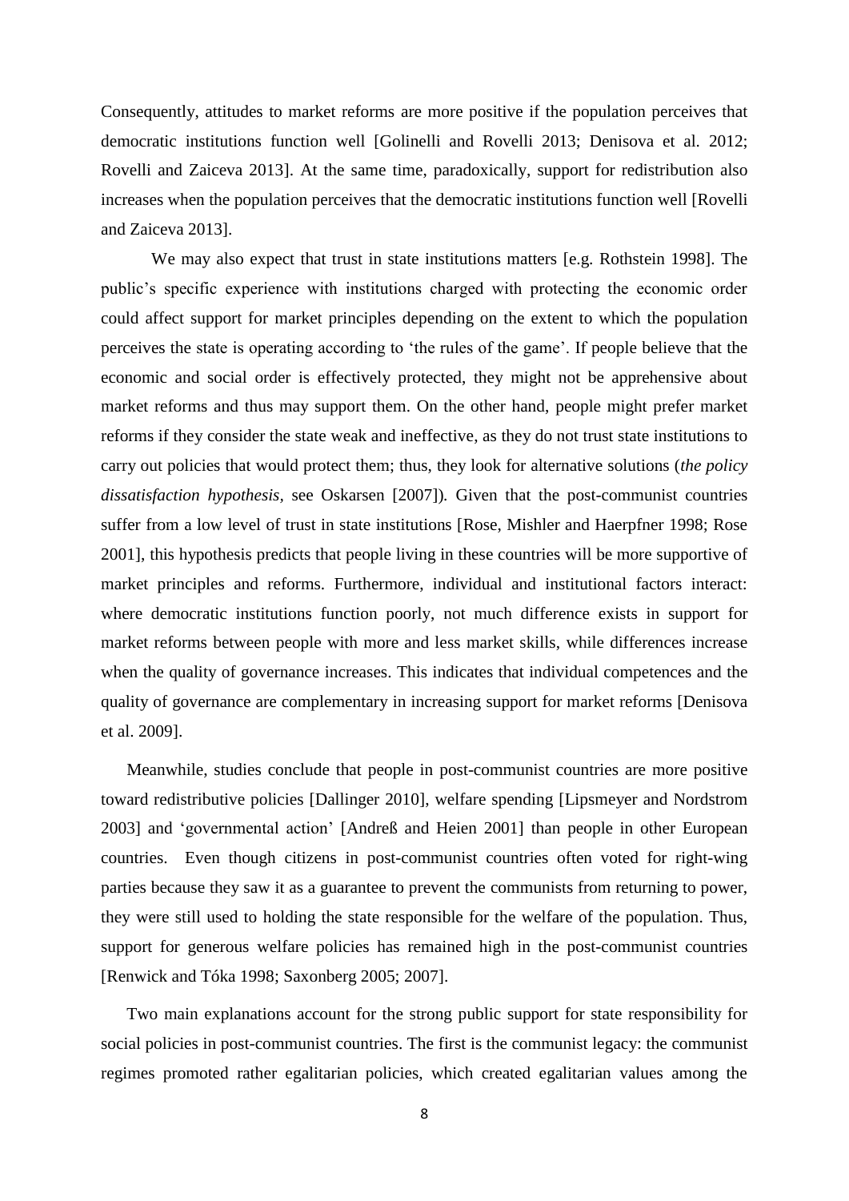Consequently, attitudes to market reforms are more positive if the population perceives that democratic institutions function well [Golinelli and Rovelli 2013; Denisova et al. 2012; Rovelli and Zaiceva 2013]. At the same time, paradoxically, support for redistribution also increases when the population perceives that the democratic institutions function well [Rovelli and Zaiceva 2013].

We may also expect that trust in state institutions matters [e.g. Rothstein 1998]. The public's specific experience with institutions charged with protecting the economic order could affect support for market principles depending on the extent to which the population perceives the state is operating according to 'the rules of the game'. If people believe that the economic and social order is effectively protected, they might not be apprehensive about market reforms and thus may support them. On the other hand, people might prefer market reforms if they consider the state weak and ineffective, as they do not trust state institutions to carry out policies that would protect them; thus, they look for alternative solutions (*the policy dissatisfaction hypothesis*, see Oskarsen [2007]). Given that the post-communist countries suffer from a low level of trust in state institutions [Rose, Mishler and Haerpfner 1998; Rose 2001], this hypothesis predicts that people living in these countries will be more supportive of market principles and reforms. Furthermore, individual and institutional factors interact: where democratic institutions function poorly, not much difference exists in support for market reforms between people with more and less market skills, while differences increase when the quality of governance increases. This indicates that individual competences and the quality of governance are complementary in increasing support for market reforms [Denisova et al. 2009].

Meanwhile, studies conclude that people in post-communist countries are more positive toward redistributive policies [Dallinger 2010], welfare spending [Lipsmeyer and Nordstrom 2003] and 'governmental action' [Andreß and Heien 2001] than people in other European countries. Even though citizens in post-communist countries often voted for right-wing parties because they saw it as a guarantee to prevent the communists from returning to power, they were still used to holding the state responsible for the welfare of the population. Thus, support for generous welfare policies has remained high in the post-communist countries [Renwick and Tóka 1998; Saxonberg 2005; 2007].

Two main explanations account for the strong public support for state responsibility for social policies in post-communist countries. The first is the communist legacy: the communist regimes promoted rather egalitarian policies, which created egalitarian values among the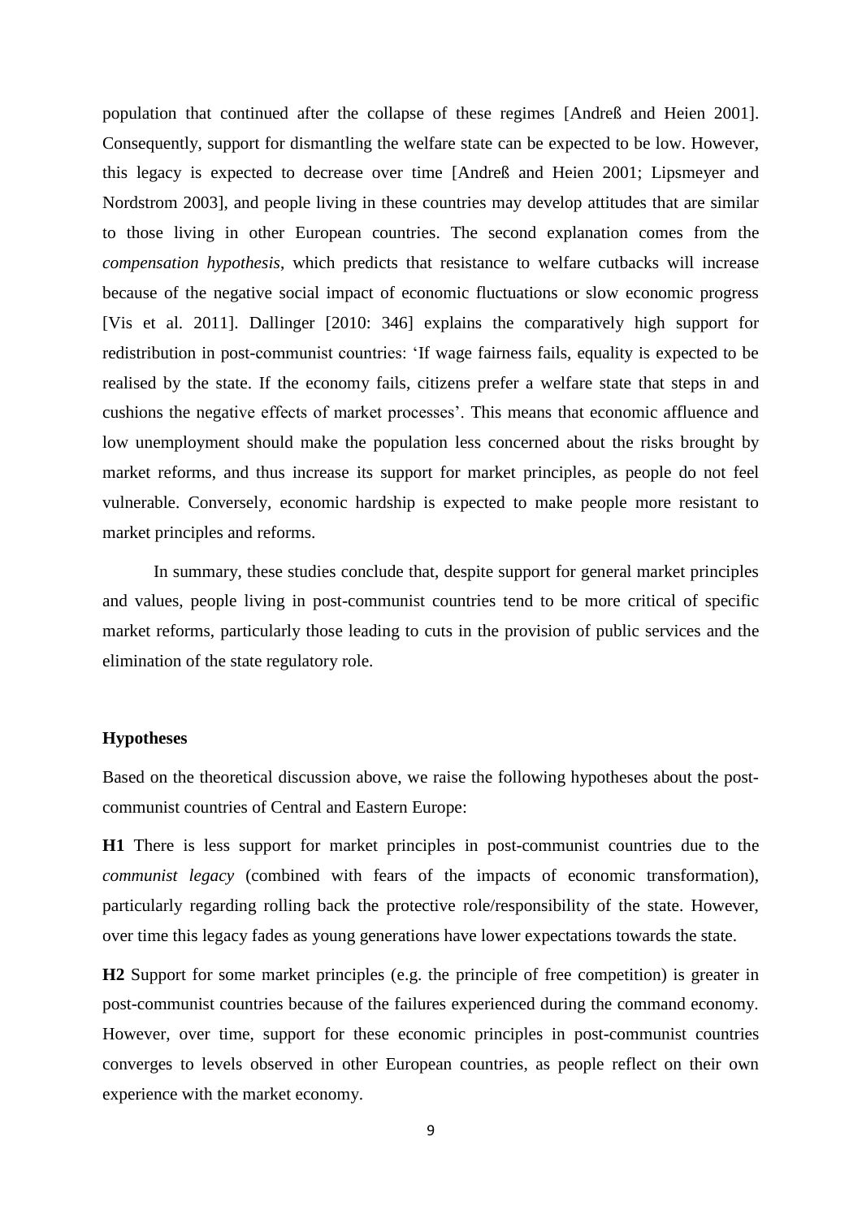population that continued after the collapse of these regimes [Andreß and Heien 2001]. Consequently, support for dismantling the welfare state can be expected to be low. However, this legacy is expected to decrease over time [Andreß and Heien 2001; Lipsmeyer and Nordstrom 2003], and people living in these countries may develop attitudes that are similar to those living in other European countries. The second explanation comes from the *compensation hypothesis*, which predicts that resistance to welfare cutbacks will increase because of the negative social impact of economic fluctuations or slow economic progress [Vis et al. 2011]. Dallinger [2010: 346] explains the comparatively high support for redistribution in post-communist countries: 'If wage fairness fails, equality is expected to be realised by the state. If the economy fails, citizens prefer a welfare state that steps in and cushions the negative effects of market processes'. This means that economic affluence and low unemployment should make the population less concerned about the risks brought by market reforms, and thus increase its support for market principles, as people do not feel vulnerable. Conversely, economic hardship is expected to make people more resistant to market principles and reforms.

In summary, these studies conclude that, despite support for general market principles and values, people living in post-communist countries tend to be more critical of specific market reforms, particularly those leading to cuts in the provision of public services and the elimination of the state regulatory role.

### Hypotheses

Based on the theoretical discussion above, we raise the following hypotheses about the post-communist countries of Central and Eastern Europe:

**H1** There is less support for market principles in post-communist countries due to the *communist legacy* (combined with fears of the impacts of economic transformation), particularly regarding rolling back the protective role/responsibility of the state. However, over time this legacy fades as young generations have lower expectations towards the state.

**H2** Support for some market principles (e.g. the principle of free competition) is greater in post-communist countries because of the failures experienced during the command economy. However, over time, support for these economic principles in post-communist countries converges to levels observed in other European countries, as people reflect on their own experience with the market economy.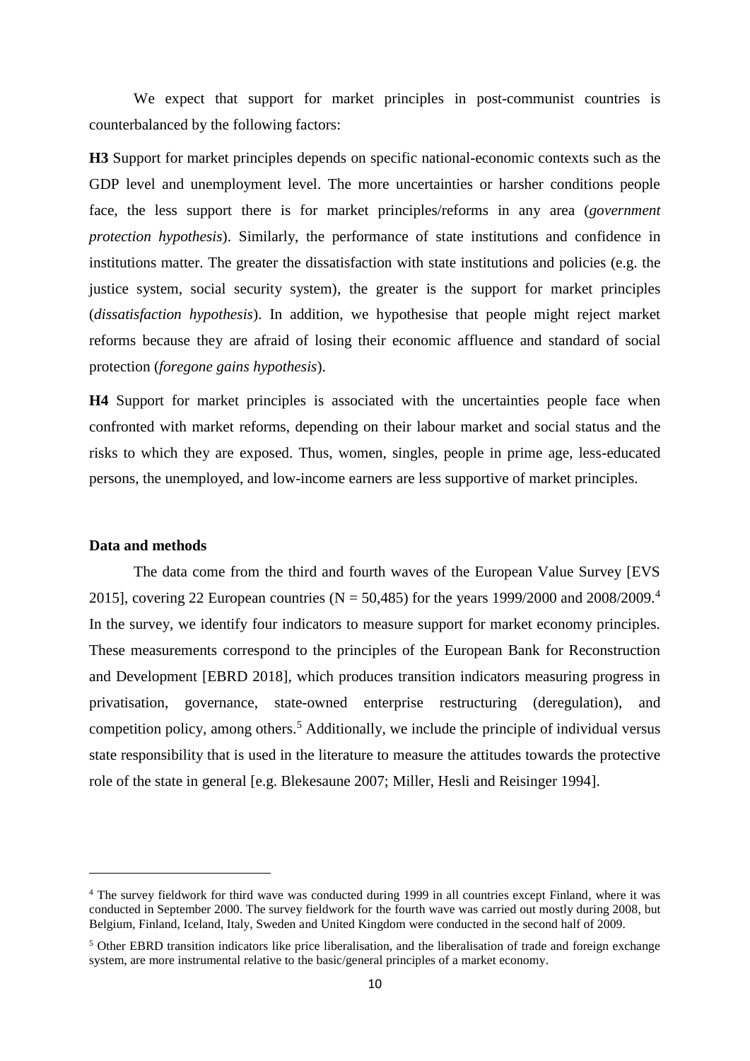We expect that support for market principles in post-communist countries is counterbalanced by the following factors:

**H3** Support for market principles depends on specific national-economic contexts such as the GDP level and unemployment level. The more uncertainties or harsher conditions people face, the less support there is for market principles/reforms in any area (*government protection hypothesis*). Similarly, the performance of state institutions and confidence in institutions matter. The greater the dissatisfaction with state institutions and policies (e.g. the justice system, social security system), the greater is the support for market principles (*dissatisfaction hypothesis*). In addition, we hypothesise that people might reject market reforms because they are afraid of losing their economic affluence and standard of social protection (*foregone gains hypothesis*).

**H4** Support for market principles is associated with the uncertainties people face when confronted with market reforms, depending on their labour market and social status and the risks to which they are exposed. Thus, women, singles, people in prime age, less-educated persons, the unemployed, and low-income earners are less supportive of market principles.

## Data and methods

The data come from the third and fourth waves of the European Value Survey [EVS 2015], covering 22 European countries (N = 50,485) for the years 1999/2000 and 2008/2009.[4] In the survey, we identify four indicators to measure support for market economy principles. These measurements correspond to the principles of the European Bank for Reconstruction and Development [EBRD 2018], which produces transition indicators measuring progress in privatisation, governance, state-owned enterprise restructuring (deregulation), and competition policy, among others.[5] Additionally, we include the principle of individual versus state responsibility that is used in the literature to measure the attitudes towards the protective role of the state in general [e.g. Blekesaune 2007; Miller, Hesli and Reisinger 1994].

---

[4] The survey fieldwork for third wave was conducted during 1999 in all countries except Finland, where it was conducted in September 2000. The survey fieldwork for the fourth wave was carried out mostly during 2008, but Belgium, Finland, Iceland, Italy, Sweden and United Kingdom were conducted in the second half of 2009.

[5] Other EBRD transition indicators like price liberalisation, and the liberalisation of trade and foreign exchange system, are more instrumental relative to the basic/general principles of a market economy.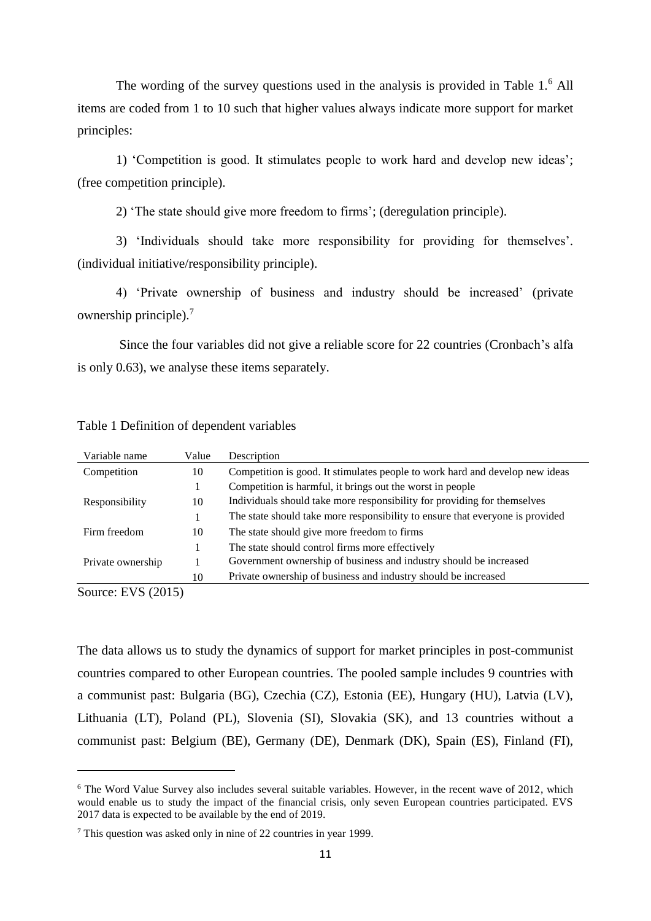The wording of the survey questions used in the analysis is provided in Table 1.[6] All items are coded from 1 to 10 such that higher values always indicate more support for market principles:

1) 'Competition is good. It stimulates people to work hard and develop new ideas'; (free competition principle).

2) 'The state should give more freedom to firms'; (deregulation principle).

3) 'Individuals should take more responsibility for providing for themselves'. (individual initiative/responsibility principle).

4) 'Private ownership of business and industry should be increased' (private ownership principle).[7]

Since the four variables did not give a reliable score for 22 countries (Cronbach's alfa is only 0.63), we analyse these items separately.

Table 1 Definition of dependent variables

| Variable name | Value | Description |
|---|---|---|
| Competition | 10 | Competition is good. It stimulates people to work hard and develop new ideas |
| | 1 | Competition is harmful, it brings out the worst in people |
| Responsibility | 10 | Individuals should take more responsibility for providing for themselves |
| | 1 | The state should take more responsibility to ensure that everyone is provided |
| Firm freedom | 10 | The state should give more freedom to firms |
| | 1 | The state should control firms more effectively |
| Private ownership | 1 | Government ownership of business and industry should be increased |
| | 10 | Private ownership of business and industry should be increased |

Source: EVS (2015)

The data allows us to study the dynamics of support for market principles in post-communist countries compared to other European countries. The pooled sample includes 9 countries with a communist past: Bulgaria (BG), Czechia (CZ), Estonia (EE), Hungary (HU), Latvia (LV), Lithuania (LT), Poland (PL), Slovenia (SI), Slovakia (SK), and 13 countries without a communist past: Belgium (BE), Germany (DE), Denmark (DK), Spain (ES), Finland (FI),

[6] The Word Value Survey also includes several suitable variables. However, in the recent wave of 2012, which would enable us to study the impact of the financial crisis, only seven European countries participated. EVS 2017 data is expected to be available by the end of 2019.

[7] This question was asked only in nine of 22 countries in year 1999.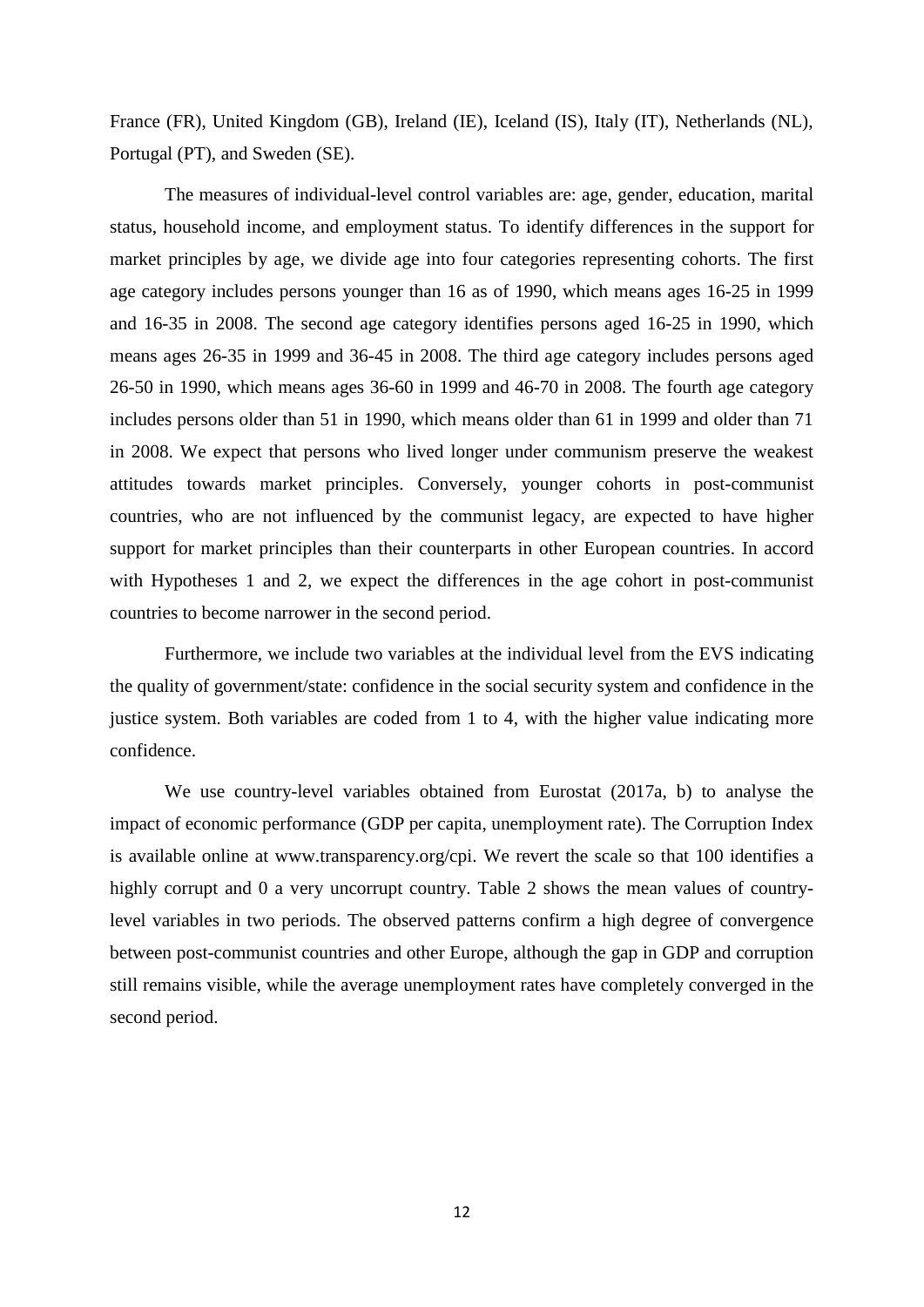France (FR), United Kingdom (GB), Ireland (IE), Iceland (IS), Italy (IT), Netherlands (NL), Portugal (PT), and Sweden (SE).

The measures of individual-level control variables are: age, gender, education, marital status, household income, and employment status. To identify differences in the support for market principles by age, we divide age into four categories representing cohorts. The first age category includes persons younger than 16 as of 1990, which means ages 16-25 in 1999 and 16-35 in 2008. The second age category identifies persons aged 16-25 in 1990, which means ages 26-35 in 1999 and 36-45 in 2008. The third age category includes persons aged 26-50 in 1990, which means ages 36-60 in 1999 and 46-70 in 2008. The fourth age category includes persons older than 51 in 1990, which means older than 61 in 1999 and older than 71 in 2008. We expect that persons who lived longer under communism preserve the weakest attitudes towards market principles. Conversely, younger cohorts in post-communist countries, who are not influenced by the communist legacy, are expected to have higher support for market principles than their counterparts in other European countries. In accord with Hypotheses 1 and 2, we expect the differences in the age cohort in post-communist countries to become narrower in the second period.

Furthermore, we include two variables at the individual level from the EVS indicating the quality of government/state: confidence in the social security system and confidence in the justice system. Both variables are coded from 1 to 4, with the higher value indicating more confidence.

We use country-level variables obtained from Eurostat (2017a, b) to analyse the impact of economic performance (GDP per capita, unemployment rate). The Corruption Index is available online at www.transparency.org/cpi. We revert the scale so that 100 identifies a highly corrupt and 0 a very uncorrupt country. Table 2 shows the mean values of country-level variables in two periods. The observed patterns confirm a high degree of convergence between post-communist countries and other Europe, although the gap in GDP and corruption still remains visible, while the average unemployment rates have completely converged in the second period.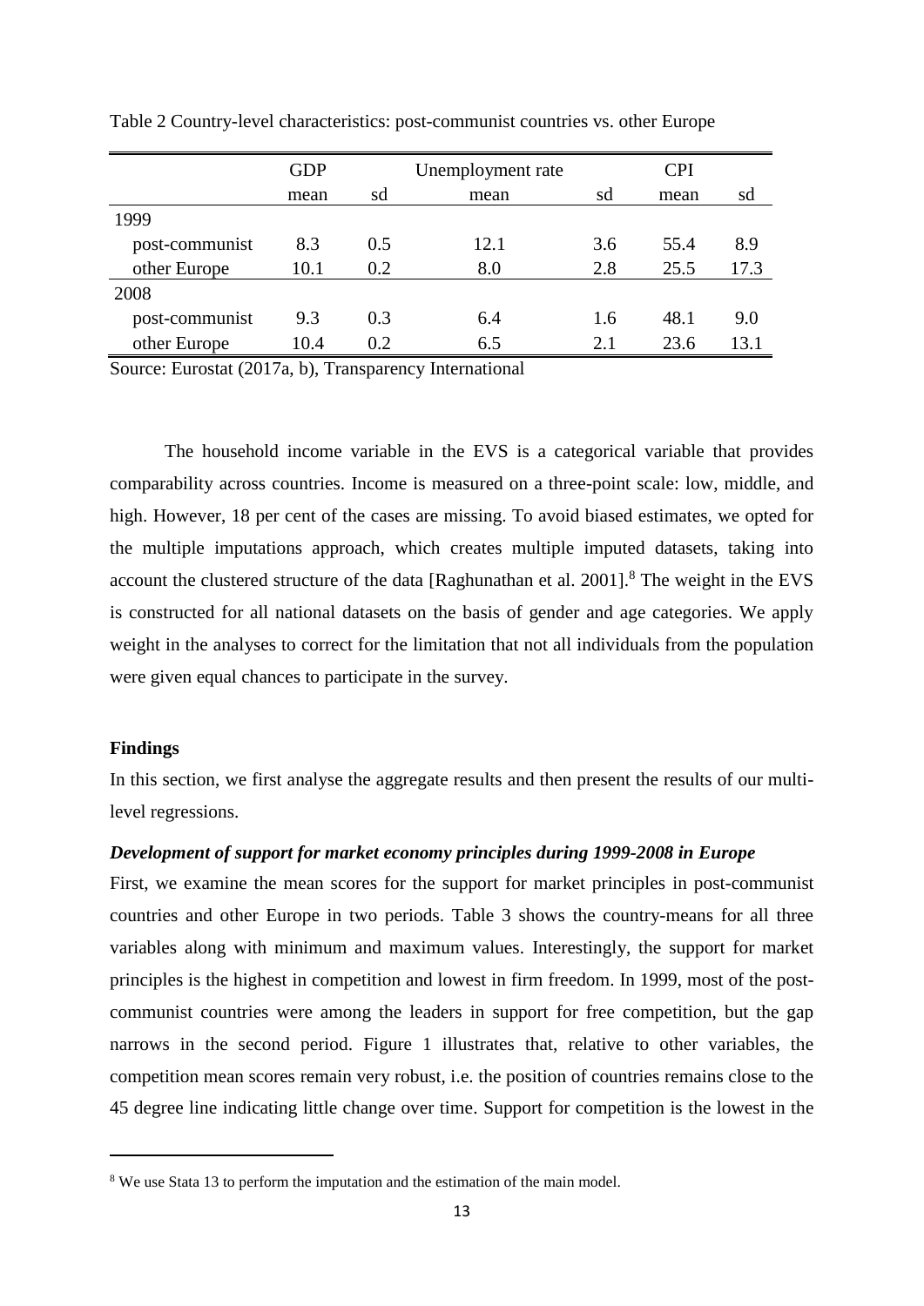Table 2 Country-level characteristics: post-communist countries vs. other Europe

| | GDP | | Unemployment rate | | CPI | |
|---|---|---|---|---|---|---|
| | mean | sd | mean | sd | mean | sd |
| 1999 | | | | | | |
| post-communist | 8.3 | 0.5 | 12.1 | 3.6 | 55.4 | 8.9 |
| other Europe | 10.1 | 0.2 | 8.0 | 2.8 | 25.5 | 17.3 |
| 2008 | | | | | | |
| post-communist | 9.3 | 0.3 | 6.4 | 1.6 | 48.1 | 9.0 |
| other Europe | 10.4 | 0.2 | 6.5 | 2.1 | 23.6 | 13.1 |

Source: Eurostat (2017a, b), Transparency International

The household income variable in the EVS is a categorical variable that provides comparability across countries. Income is measured on a three-point scale: low, middle, and high. However, 18 per cent of the cases are missing. To avoid biased estimates, we opted for the multiple imputations approach, which creates multiple imputed datasets, taking into account the clustered structure of the data [Raghunathan et al. 2001].[8] The weight in the EVS is constructed for all national datasets on the basis of gender and age categories. We apply weight in the analyses to correct for the limitation that not all individuals from the population were given equal chances to participate in the survey.

## Findings

In this section, we first analyse the aggregate results and then present the results of our multi-level regressions.

### *Development of support for market economy principles during 1999-2008 in Europe*

First, we examine the mean scores for the support for market principles in post-communist countries and other Europe in two periods. Table 3 shows the country-means for all three variables along with minimum and maximum values. Interestingly, the support for market principles is the highest in competition and lowest in firm freedom. In 1999, most of the post-communist countries were among the leaders in support for free competition, but the gap narrows in the second period. Figure 1 illustrates that, relative to other variables, the competition mean scores remain very robust, i.e. the position of countries remains close to the 45 degree line indicating little change over time. Support for competition is the lowest in the

[8] We use Stata 13 to perform the imputation and the estimation of the main model.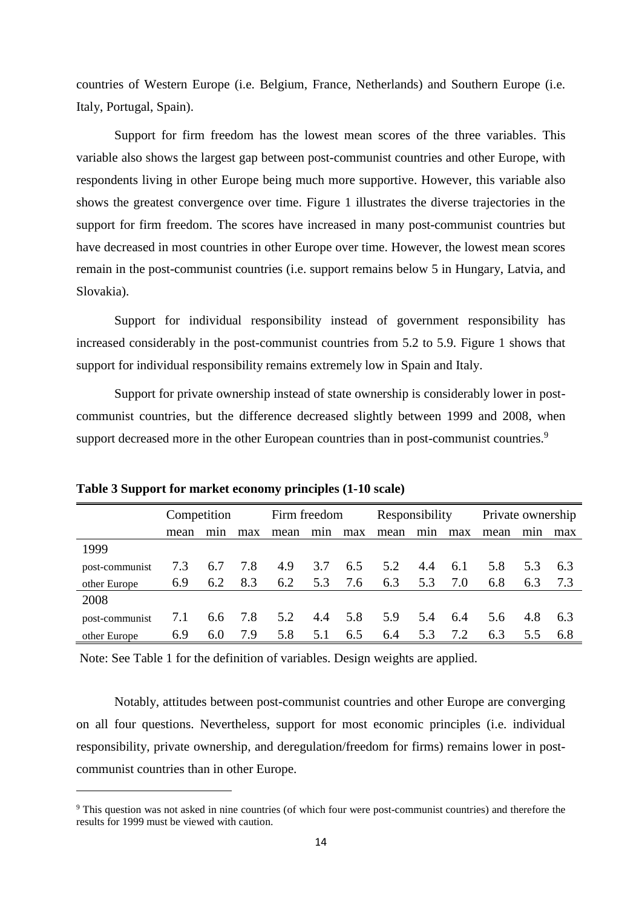countries of Western Europe (i.e. Belgium, France, Netherlands) and Southern Europe (i.e. Italy, Portugal, Spain).

Support for firm freedom has the lowest mean scores of the three variables. This variable also shows the largest gap between post-communist countries and other Europe, with respondents living in other Europe being much more supportive. However, this variable also shows the greatest convergence over time. Figure 1 illustrates the diverse trajectories in the support for firm freedom. The scores have increased in many post-communist countries but have decreased in most countries in other Europe over time. However, the lowest mean scores remain in the post-communist countries (i.e. support remains below 5 in Hungary, Latvia, and Slovakia).

Support for individual responsibility instead of government responsibility has increased considerably in the post-communist countries from 5.2 to 5.9. Figure 1 shows that support for individual responsibility remains extremely low in Spain and Italy.

Support for private ownership instead of state ownership is considerably lower in post-communist countries, but the difference decreased slightly between 1999 and 2008, when support decreased more in the other European countries than in post-communist countries.[9]

**Table 3 Support for market economy principles (1-10 scale)**

| | Competition | | | Firm freedom | | | Responsibility | | | Private ownership | | |
|---|---|---|---|---|---|---|---|---|---|---|---|---|
| | mean | min | max | mean | min | max | mean | min | max | mean | min | max |
| 1999 | | | | | | | | | | | | |
| post-communist | 7.3 | 6.7 | 7.8 | 4.9 | 3.7 | 6.5 | 5.2 | 4.4 | 6.1 | 5.8 | 5.3 | 6.3 |
| other Europe | 6.9 | 6.2 | 8.3 | 6.2 | 5.3 | 7.6 | 6.3 | 5.3 | 7.0 | 6.8 | 6.3 | 7.3 |
| 2008 | | | | | | | | | | | | |
| post-communist | 7.1 | 6.6 | 7.8 | 5.2 | 4.4 | 5.8 | 5.9 | 5.4 | 6.4 | 5.6 | 4.8 | 6.3 |
| other Europe | 6.9 | 6.0 | 7.9 | 5.8 | 5.1 | 6.5 | 6.4 | 5.3 | 7.2 | 6.3 | 5.5 | 6.8 |

Note: See Table 1 for the definition of variables. Design weights are applied.

Notably, attitudes between post-communist countries and other Europe are converging on all four questions. Nevertheless, support for most economic principles (i.e. individual responsibility, private ownership, and deregulation/freedom for firms) remains lower in post-communist countries than in other Europe.

[9] This question was not asked in nine countries (of which four were post-communist countries) and therefore the results for 1999 must be viewed with caution.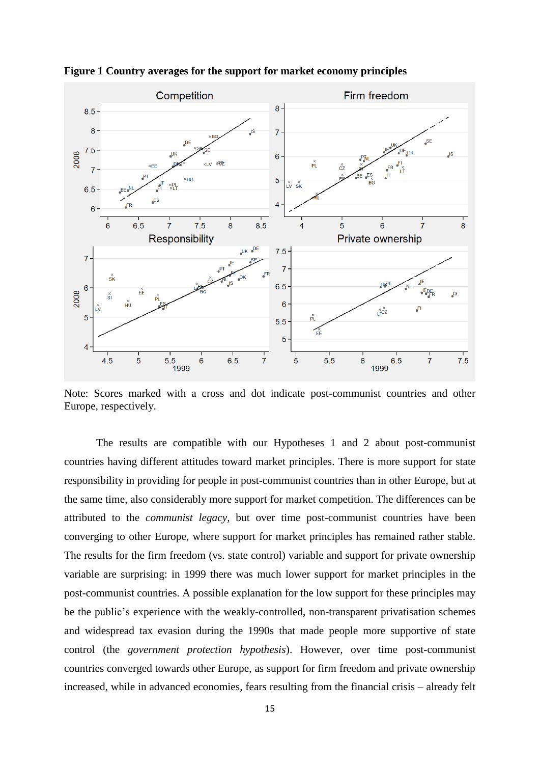**Figure 1 Country averages for the support for market economy principles**

Note: Scores marked with a cross and dot indicate post-communist countries and other Europe, respectively.

The results are compatible with our Hypotheses 1 and 2 about post-communist countries having different attitudes toward market principles. There is more support for state responsibility in providing for people in post-communist countries than in other Europe, but at the same time, also considerably more support for market competition. The differences can be attributed to the *communist legacy*, but over time post-communist countries have been converging to other Europe, where support for market principles has remained rather stable. The results for the firm freedom (vs. state control) variable and support for private ownership variable are surprising: in 1999 there was much lower support for market principles in the post-communist countries. A possible explanation for the low support for these principles may be the public's experience with the weakly-controlled, non-transparent privatisation schemes and widespread tax evasion during the 1990s that made people more supportive of state control (the *government protection hypothesis*). However, over time post-communist countries converged towards other Europe, as support for firm freedom and private ownership increased, while in advanced economies, fears resulting from the financial crisis – already felt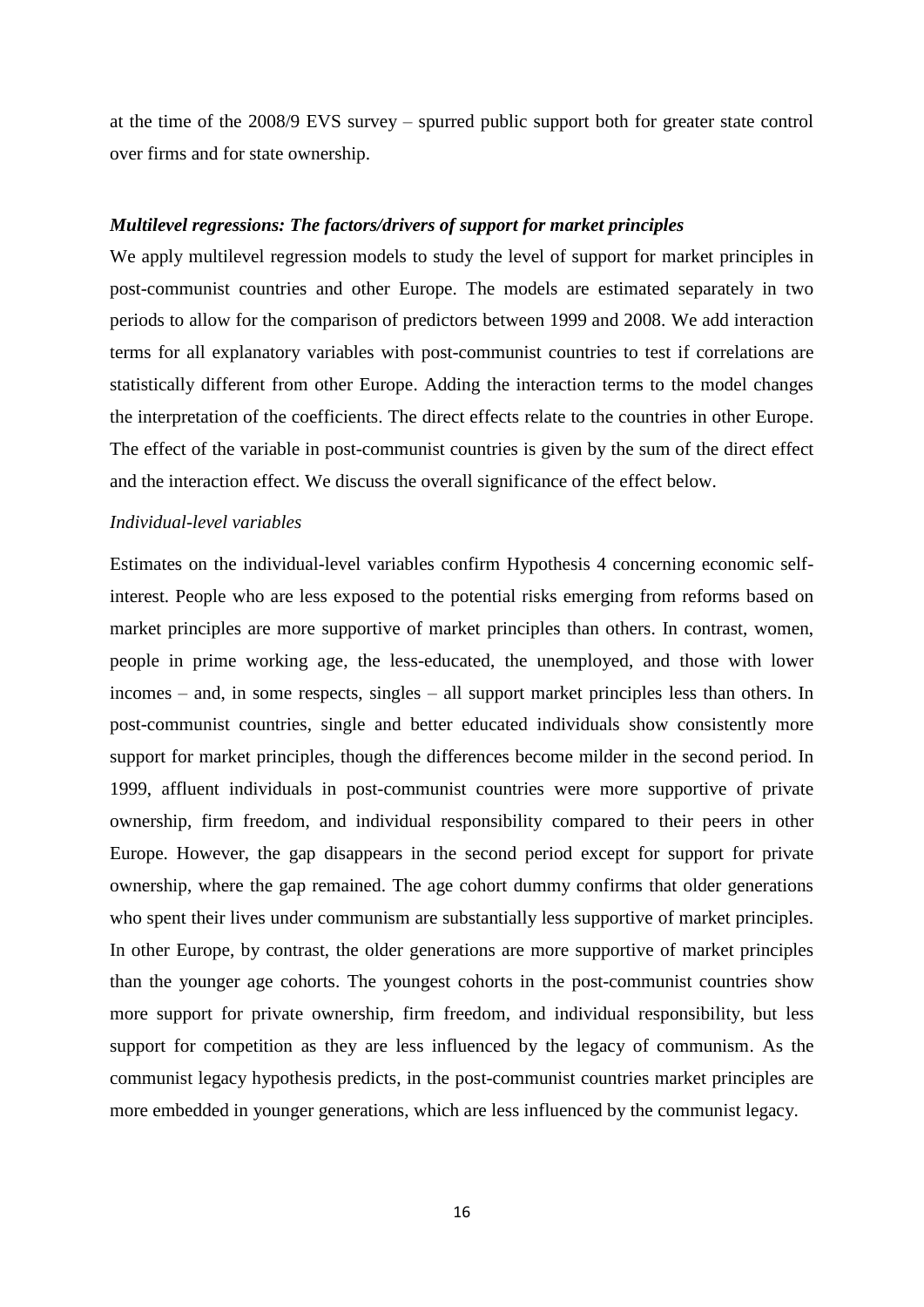at the time of the 2008/9 EVS survey – spurred public support both for greater state control over firms and for state ownership.

### *Multilevel regressions: The factors/drivers of support for market principles*

We apply multilevel regression models to study the level of support for market principles in post-communist countries and other Europe. The models are estimated separately in two periods to allow for the comparison of predictors between 1999 and 2008. We add interaction terms for all explanatory variables with post-communist countries to test if correlations are statistically different from other Europe. Adding the interaction terms to the model changes the interpretation of the coefficients. The direct effects relate to the countries in other Europe. The effect of the variable in post-communist countries is given by the sum of the direct effect and the interaction effect. We discuss the overall significance of the effect below.

#### *Individual-level variables*

Estimates on the individual-level variables confirm Hypothesis 4 concerning economic self-interest. People who are less exposed to the potential risks emerging from reforms based on market principles are more supportive of market principles than others. In contrast, women, people in prime working age, the less-educated, the unemployed, and those with lower incomes – and, in some respects, singles – all support market principles less than others. In post-communist countries, single and better educated individuals show consistently more support for market principles, though the differences become milder in the second period. In 1999, affluent individuals in post-communist countries were more supportive of private ownership, firm freedom, and individual responsibility compared to their peers in other Europe. However, the gap disappears in the second period except for support for private ownership, where the gap remained. The age cohort dummy confirms that older generations who spent their lives under communism are substantially less supportive of market principles. In other Europe, by contrast, the older generations are more supportive of market principles than the younger age cohorts. The youngest cohorts in the post-communist countries show more support for private ownership, firm freedom, and individual responsibility, but less support for competition as they are less influenced by the legacy of communism. As the communist legacy hypothesis predicts, in the post-communist countries market principles are more embedded in younger generations, which are less influenced by the communist legacy.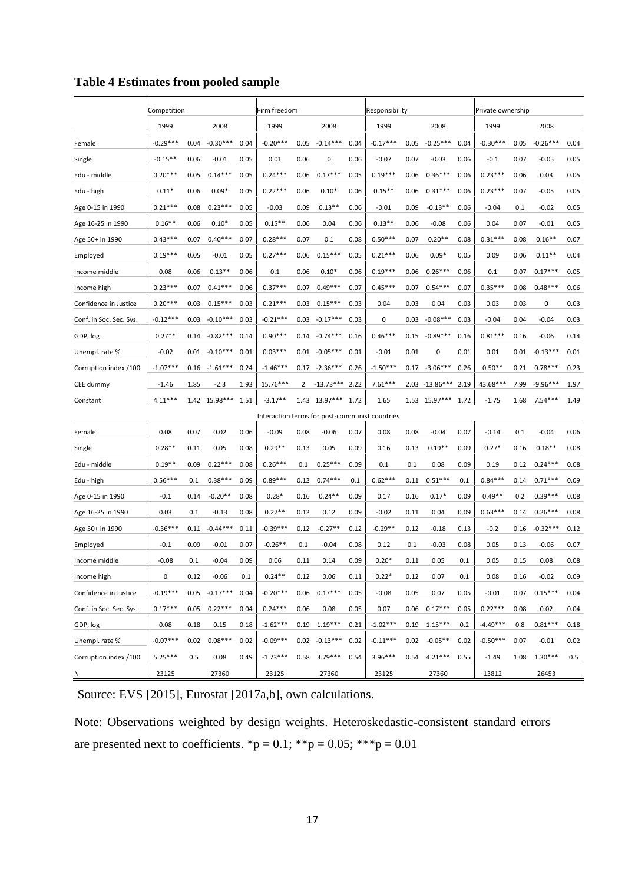**Table 4 Estimates from pooled sample**

| | Competition | | | | Firm freedom | | | | Responsibility | | | | Private ownership | | | |
|---|---|---|---|---|---|---|---|---|---|---|---|---|---|---|---|---|
| | 1999 | | 2008 | | 1999 | | 2008 | | 1999 | | 2008 | | 1999 | | 2008 | |
| Female | -0.29*** | 0.04 | -0.30*** | 0.04 | -0.20*** | 0.05 | -0.14*** | 0.04 | -0.17*** | 0.05 | -0.25*** | 0.04 | -0.30*** | 0.05 | -0.26*** | 0.04 |
| Single | -0.15** | 0.06 | -0.01 | 0.05 | 0.01 | 0.06 | 0 | 0.06 | -0.07 | 0.07 | -0.03 | 0.06 | -0.1 | 0.07 | -0.05 | 0.05 |
| Edu - middle | 0.20*** | 0.05 | 0.14*** | 0.05 | 0.24*** | 0.06 | 0.17*** | 0.05 | 0.19*** | 0.06 | 0.36*** | 0.06 | 0.23*** | 0.06 | 0.03 | 0.05 |
| Edu - high | 0.11* | 0.06 | 0.09* | 0.05 | 0.22*** | 0.06 | 0.10* | 0.06 | 0.15** | 0.06 | 0.31*** | 0.06 | 0.23*** | 0.07 | -0.05 | 0.05 |
| Age 0-15 in 1990 | 0.21*** | 0.08 | 0.23*** | 0.05 | -0.03 | 0.09 | 0.13** | 0.06 | -0.01 | 0.09 | -0.13** | 0.06 | -0.04 | 0.1 | -0.02 | 0.05 |
| Age 16-25 in 1990 | 0.16** | 0.06 | 0.10* | 0.05 | 0.15** | 0.06 | 0.04 | 0.06 | 0.13** | 0.06 | -0.08 | 0.06 | 0.04 | 0.07 | -0.01 | 0.05 |
| Age 50+ in 1990 | 0.43*** | 0.07 | 0.40*** | 0.07 | 0.28*** | 0.07 | 0.1 | 0.08 | 0.50*** | 0.07 | 0.20** | 0.08 | 0.31*** | 0.08 | 0.16** | 0.07 |
| Employed | 0.19*** | 0.05 | -0.01 | 0.05 | 0.27*** | 0.06 | 0.15*** | 0.05 | 0.21*** | 0.06 | 0.09* | 0.05 | 0.09 | 0.06 | 0.11** | 0.04 |
| Income middle | 0.08 | 0.06 | 0.13** | 0.06 | 0.1 | 0.06 | 0.10* | 0.06 | 0.19*** | 0.06 | 0.26*** | 0.06 | 0.1 | 0.07 | 0.17*** | 0.05 |
| Income high | 0.23*** | 0.07 | 0.41*** | 0.06 | 0.37*** | 0.07 | 0.49*** | 0.07 | 0.45*** | 0.07 | 0.54*** | 0.07 | 0.35*** | 0.08 | 0.48*** | 0.06 |
| Confidence in Justice | 0.20*** | 0.03 | 0.15*** | 0.03 | 0.21*** | 0.03 | 0.15*** | 0.03 | 0.04 | 0.03 | 0.04 | 0.03 | 0.03 | 0.03 | 0 | 0.03 |
| Conf. in Soc. Sec. Sys. | -0.12*** | 0.03 | -0.10*** | 0.03 | -0.21*** | 0.03 | -0.17*** | 0.03 | 0 | 0.03 | -0.08*** | 0.03 | -0.04 | 0.04 | -0.04 | 0.03 |
| GDP, log | 0.27** | 0.14 | -0.82*** | 0.14 | 0.90*** | 0.14 | -0.74*** | 0.16 | 0.46*** | 0.15 | -0.89*** | 0.16 | 0.81*** | 0.16 | -0.06 | 0.14 |
| Unempl. rate % | -0.02 | 0.01 | -0.10*** | 0.01 | 0.03*** | 0.01 | -0.05*** | 0.01 | -0.01 | 0.01 | 0 | 0.01 | 0.01 | 0.01 | -0.13*** | 0.01 |
| Corruption index /100 | -1.07*** | 0.16 | -1.61*** | 0.24 | -1.46*** | 0.17 | -2.36*** | 0.26 | -1.50*** | 0.17 | -3.06*** | 0.26 | 0.50** | 0.21 | 0.78*** | 0.23 |
| CEE dummy | -1.46 | 1.85 | -2.3 | 1.93 | 15.76*** | 2 | -13.73*** | 2.22 | 7.61*** | 2.03 | -13.86*** | 2.19 | 43.68*** | 7.99 | -9.96*** | 1.97 |
| Constant | 4.11*** | 1.42 | 15.98*** | 1.51 | -3.17** | 1.43 | 13.97*** | 1.72 | 1.65 | 1.53 | 15.97*** | 1.72 | -1.75 | 1.68 | 7.54*** | 1.49 |
| | | | | | | | Interaction terms for post-communist countries | | | | | | | | | |
| Female | 0.08 | 0.07 | 0.02 | 0.06 | -0.09 | 0.08 | -0.06 | 0.07 | 0.08 | 0.08 | -0.04 | 0.07 | -0.14 | 0.1 | -0.04 | 0.06 |
| Single | 0.28** | 0.11 | 0.05 | 0.08 | 0.29** | 0.13 | 0.05 | 0.09 | 0.16 | 0.13 | 0.19** | 0.09 | 0.27* | 0.16 | 0.18** | 0.08 |
| Edu - middle | 0.19** | 0.09 | 0.22*** | 0.08 | 0.26*** | 0.1 | 0.25*** | 0.09 | 0.1 | 0.1 | 0.08 | 0.09 | 0.19 | 0.12 | 0.24*** | 0.08 |
| Edu - high | 0.56*** | 0.1 | 0.38*** | 0.09 | 0.89*** | 0.12 | 0.74*** | 0.1 | 0.62*** | 0.11 | 0.51*** | 0.1 | 0.84*** | 0.14 | 0.71*** | 0.09 |
| Age 0-15 in 1990 | -0.1 | 0.14 | -0.20** | 0.08 | 0.28* | 0.16 | 0.24** | 0.09 | 0.17 | 0.16 | 0.17* | 0.09 | 0.49** | 0.2 | 0.39*** | 0.08 |
| Age 16-25 in 1990 | 0.03 | 0.1 | -0.13 | 0.08 | 0.27** | 0.12 | 0.12 | 0.09 | -0.02 | 0.11 | 0.04 | 0.09 | 0.63*** | 0.14 | 0.26*** | 0.08 |
| Age 50+ in 1990 | -0.36*** | 0.11 | -0.44*** | 0.11 | -0.39*** | 0.12 | -0.27** | 0.12 | -0.29** | 0.12 | -0.18 | 0.13 | -0.2 | 0.16 | -0.32*** | 0.12 |
| Employed | -0.1 | 0.09 | -0.01 | 0.07 | -0.26** | 0.1 | -0.04 | 0.08 | 0.12 | 0.1 | -0.03 | 0.08 | 0.05 | 0.13 | -0.06 | 0.07 |
| Income middle | -0.08 | 0.1 | -0.04 | 0.09 | 0.06 | 0.11 | 0.14 | 0.09 | 0.20* | 0.11 | 0.05 | 0.1 | 0.05 | 0.15 | 0.08 | 0.08 |
| Income high | 0 | 0.12 | -0.06 | 0.1 | 0.24** | 0.12 | 0.06 | 0.11 | 0.22* | 0.12 | 0.07 | 0.1 | 0.08 | 0.16 | -0.02 | 0.09 |
| Confidence in Justice | -0.19*** | 0.05 | -0.17*** | 0.04 | -0.20*** | 0.06 | 0.17*** | 0.05 | -0.08 | 0.05 | 0.07 | 0.05 | -0.01 | 0.07 | 0.15*** | 0.04 |
| Conf. in Soc. Sec. Sys. | 0.17*** | 0.05 | 0.22*** | 0.04 | 0.24*** | 0.06 | 0.08 | 0.05 | 0.07 | 0.06 | 0.17*** | 0.05 | 0.22*** | 0.08 | 0.02 | 0.04 |
| GDP, log | 0.08 | 0.18 | 0.15 | 0.18 | -1.62*** | 0.19 | 1.19*** | 0.21 | -1.02*** | 0.19 | 1.15*** | 0.2 | -4.49*** | 0.8 | 0.81*** | 0.18 |
| Unempl. rate % | -0.07*** | 0.02 | 0.08*** | 0.02 | -0.09*** | 0.02 | -0.13*** | 0.02 | -0.11*** | 0.02 | -0.05** | 0.02 | -0.50*** | 0.07 | -0.01 | 0.02 |
| Corruption index /100 | 5.25*** | 0.5 | 0.08 | 0.49 | -1.73*** | 0.58 | 3.79*** | 0.54 | 3.96*** | 0.54 | 4.21*** | 0.55 | -1.49 | 1.08 | 1.30*** | 0.5 |
| N | 23125 | | 27360 | | 23125 | | 27360 | | 23125 | | 27360 | | 13812 | | 26453 | |

Source: EVS [2015], Eurostat [2017a,b], own calculations.

Note: Observations weighted by design weights. Heteroskedastic-consistent standard errors are presented next to coefficients. *p = 0.1; **p = 0.05; ***p = 0.01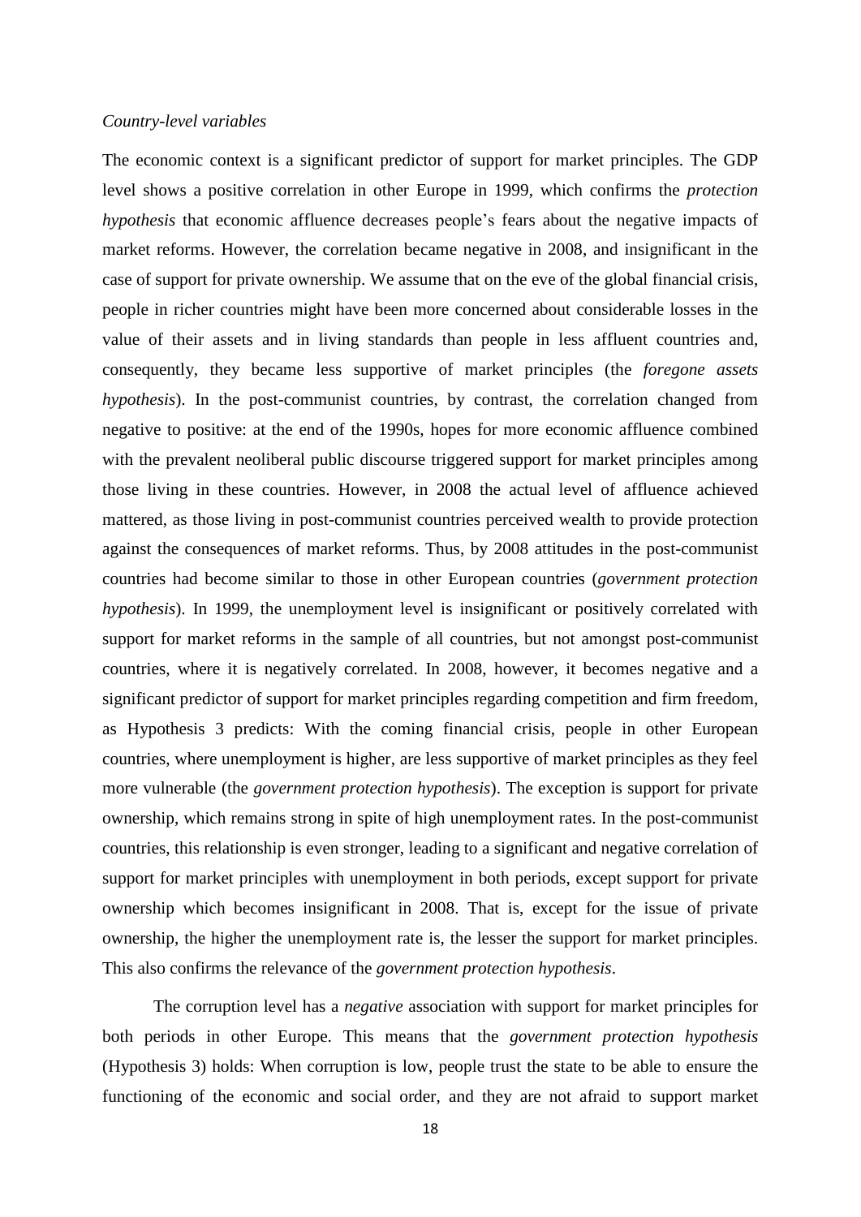*Country-level variables*

The economic context is a significant predictor of support for market principles. The GDP level shows a positive correlation in other Europe in 1999, which confirms the *protection hypothesis* that economic affluence decreases people's fears about the negative impacts of market reforms. However, the correlation became negative in 2008, and insignificant in the case of support for private ownership. We assume that on the eve of the global financial crisis, people in richer countries might have been more concerned about considerable losses in the value of their assets and in living standards than people in less affluent countries and, consequently, they became less supportive of market principles (the *foregone assets hypothesis*). In the post-communist countries, by contrast, the correlation changed from negative to positive: at the end of the 1990s, hopes for more economic affluence combined with the prevalent neoliberal public discourse triggered support for market principles among those living in these countries. However, in 2008 the actual level of affluence achieved mattered, as those living in post-communist countries perceived wealth to provide protection against the consequences of market reforms. Thus, by 2008 attitudes in the post-communist countries had become similar to those in other European countries (*government protection hypothesis*). In 1999, the unemployment level is insignificant or positively correlated with support for market reforms in the sample of all countries, but not amongst post-communist countries, where it is negatively correlated. In 2008, however, it becomes negative and a significant predictor of support for market principles regarding competition and firm freedom, as Hypothesis 3 predicts: With the coming financial crisis, people in other European countries, where unemployment is higher, are less supportive of market principles as they feel more vulnerable (the *government protection hypothesis*). The exception is support for private ownership, which remains strong in spite of high unemployment rates. In the post-communist countries, this relationship is even stronger, leading to a significant and negative correlation of support for market principles with unemployment in both periods, except support for private ownership which becomes insignificant in 2008. That is, except for the issue of private ownership, the higher the unemployment rate is, the lesser the support for market principles. This also confirms the relevance of the *government protection hypothesis*.

The corruption level has a *negative* association with support for market principles for both periods in other Europe. This means that the *government protection hypothesis* (Hypothesis 3) holds: When corruption is low, people trust the state to be able to ensure the functioning of the economic and social order, and they are not afraid to support market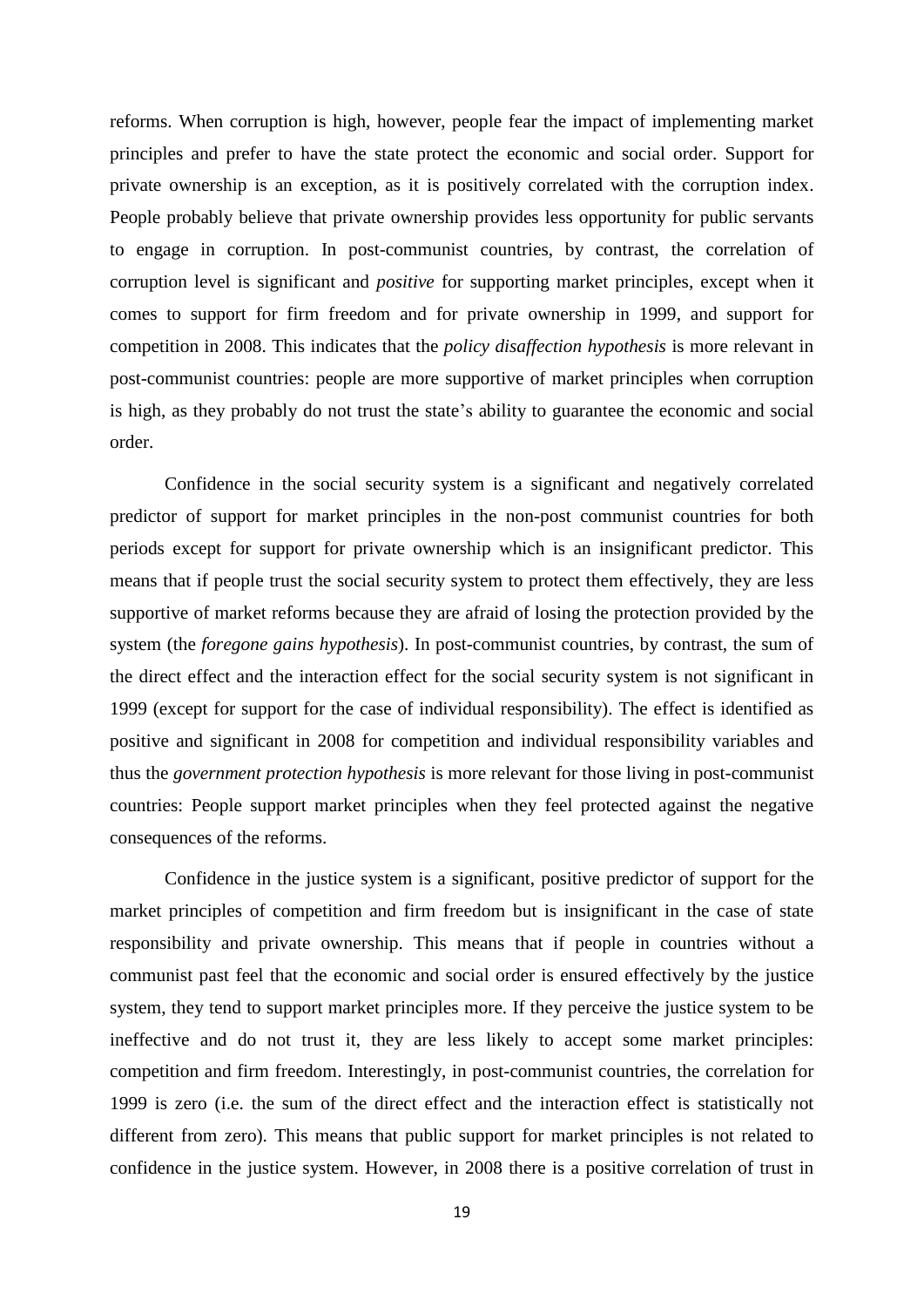reforms. When corruption is high, however, people fear the impact of implementing market principles and prefer to have the state protect the economic and social order. Support for private ownership is an exception, as it is positively correlated with the corruption index. People probably believe that private ownership provides less opportunity for public servants to engage in corruption. In post-communist countries, by contrast, the correlation of corruption level is significant and *positive* for supporting market principles, except when it comes to support for firm freedom and for private ownership in 1999, and support for competition in 2008. This indicates that the *policy disaffection hypothesis* is more relevant in post-communist countries: people are more supportive of market principles when corruption is high, as they probably do not trust the state's ability to guarantee the economic and social order.

Confidence in the social security system is a significant and negatively correlated predictor of support for market principles in the non-post communist countries for both periods except for support for private ownership which is an insignificant predictor. This means that if people trust the social security system to protect them effectively, they are less supportive of market reforms because they are afraid of losing the protection provided by the system (the *foregone gains hypothesis*). In post-communist countries, by contrast, the sum of the direct effect and the interaction effect for the social security system is not significant in 1999 (except for support for the case of individual responsibility). The effect is identified as positive and significant in 2008 for competition and individual responsibility variables and thus the *government protection hypothesis* is more relevant for those living in post-communist countries: People support market principles when they feel protected against the negative consequences of the reforms.

Confidence in the justice system is a significant, positive predictor of support for the market principles of competition and firm freedom but is insignificant in the case of state responsibility and private ownership. This means that if people in countries without a communist past feel that the economic and social order is ensured effectively by the justice system, they tend to support market principles more. If they perceive the justice system to be ineffective and do not trust it, they are less likely to accept some market principles: competition and firm freedom. Interestingly, in post-communist countries, the correlation for 1999 is zero (i.e. the sum of the direct effect and the interaction effect is statistically not different from zero). This means that public support for market principles is not related to confidence in the justice system. However, in 2008 there is a positive correlation of trust in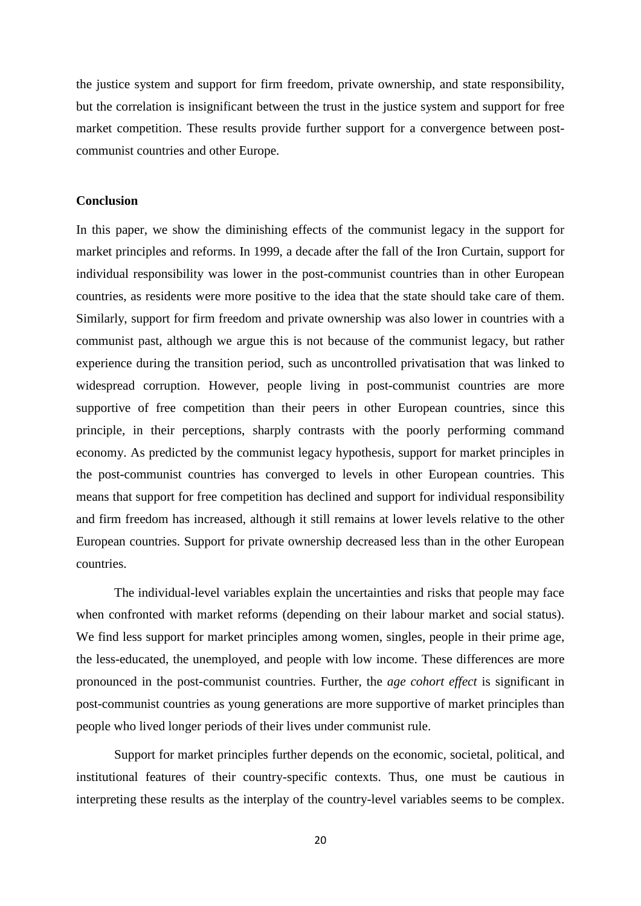the justice system and support for firm freedom, private ownership, and state responsibility, but the correlation is insignificant between the trust in the justice system and support for free market competition. These results provide further support for a convergence between post-communist countries and other Europe.

**Conclusion**

In this paper, we show the diminishing effects of the communist legacy in the support for market principles and reforms. In 1999, a decade after the fall of the Iron Curtain, support for individual responsibility was lower in the post-communist countries than in other European countries, as residents were more positive to the idea that the state should take care of them. Similarly, support for firm freedom and private ownership was also lower in countries with a communist past, although we argue this is not because of the communist legacy, but rather experience during the transition period, such as uncontrolled privatisation that was linked to widespread corruption. However, people living in post-communist countries are more supportive of free competition than their peers in other European countries, since this principle, in their perceptions, sharply contrasts with the poorly performing command economy. As predicted by the communist legacy hypothesis, support for market principles in the post-communist countries has converged to levels in other European countries. This means that support for free competition has declined and support for individual responsibility and firm freedom has increased, although it still remains at lower levels relative to the other European countries. Support for private ownership decreased less than in the other European countries.

The individual-level variables explain the uncertainties and risks that people may face when confronted with market reforms (depending on their labour market and social status). We find less support for market principles among women, singles, people in their prime age, the less-educated, the unemployed, and people with low income. These differences are more pronounced in the post-communist countries. Further, the *age cohort effect* is significant in post-communist countries as young generations are more supportive of market principles than people who lived longer periods of their lives under communist rule.

Support for market principles further depends on the economic, societal, political, and institutional features of their country-specific contexts. Thus, one must be cautious in interpreting these results as the interplay of the country-level variables seems to be complex.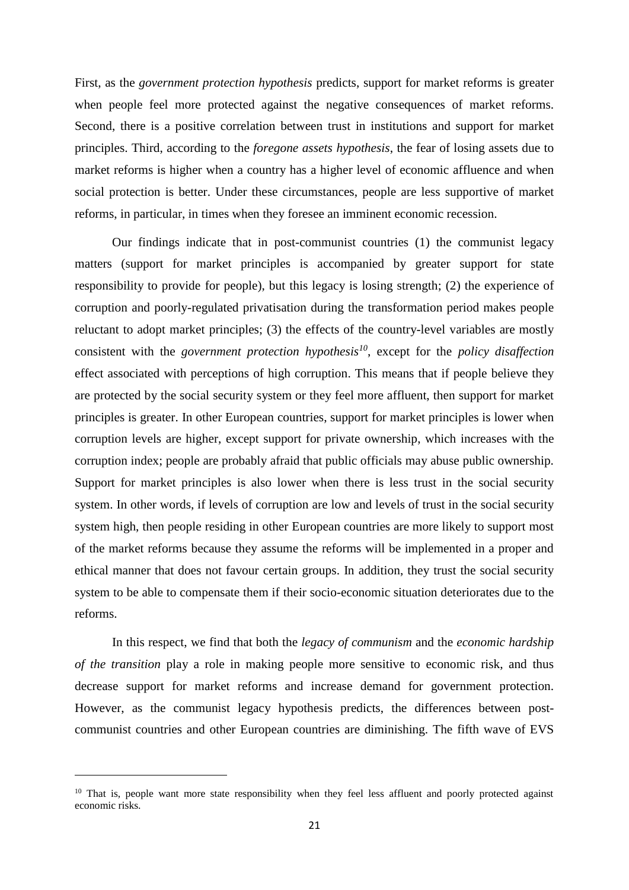First, as the *government protection hypothesis* predicts, support for market reforms is greater when people feel more protected against the negative consequences of market reforms. Second, there is a positive correlation between trust in institutions and support for market principles. Third, according to the *foregone assets hypothesis*, the fear of losing assets due to market reforms is higher when a country has a higher level of economic affluence and when social protection is better. Under these circumstances, people are less supportive of market reforms, in particular, in times when they foresee an imminent economic recession.

Our findings indicate that in post-communist countries (1) the communist legacy matters (support for market principles is accompanied by greater support for state responsibility to provide for people), but this legacy is losing strength; (2) the experience of corruption and poorly-regulated privatisation during the transformation period makes people reluctant to adopt market principles; (3) the effects of the country-level variables are mostly consistent with the *government protection hypothesis*[10], except for the *policy disaffection* effect associated with perceptions of high corruption. This means that if people believe they are protected by the social security system or they feel more affluent, then support for market principles is greater. In other European countries, support for market principles is lower when corruption levels are higher, except support for private ownership, which increases with the corruption index; people are probably afraid that public officials may abuse public ownership. Support for market principles is also lower when there is less trust in the social security system. In other words, if levels of corruption are low and levels of trust in the social security system high, then people residing in other European countries are more likely to support most of the market reforms because they assume the reforms will be implemented in a proper and ethical manner that does not favour certain groups. In addition, they trust the social security system to be able to compensate them if their socio-economic situation deteriorates due to the reforms.

In this respect, we find that both the *legacy of communism* and the *economic hardship of the transition* play a role in making people more sensitive to economic risk, and thus decrease support for market reforms and increase demand for government protection. However, as the communist legacy hypothesis predicts, the differences between post-communist countries and other European countries are diminishing. The fifth wave of EVS

[10] That is, people want more state responsibility when they feel less affluent and poorly protected against economic risks.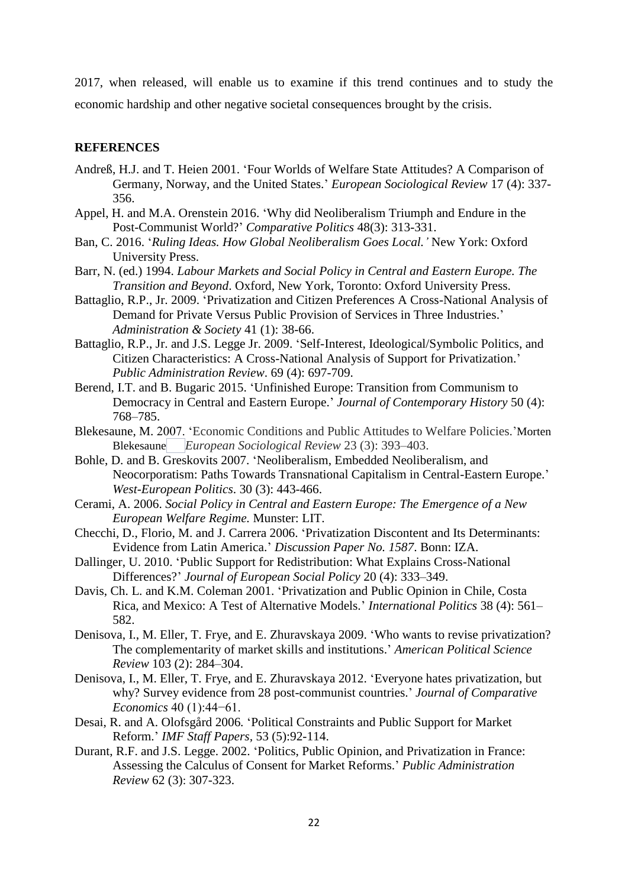2017, when released, will enable us to examine if this trend continues and to study the economic hardship and other negative societal consequences brought by the crisis.

## REFERENCES

Andreß, H.J. and T. Heien 2001. 'Four Worlds of Welfare State Attitudes? A Comparison of Germany, Norway, and the United States.' *European Sociological Review* 17 (4): 337-356.

Appel, H. and M.A. Orenstein 2016. 'Why did Neoliberalism Triumph and Endure in the Post-Communist World?' *Comparative Politics* 48(3): 313-331.

Ban, C. 2016. '*Ruling Ideas. How Global Neoliberalism Goes Local.'* New York: Oxford University Press.

Barr, N. (ed.) 1994. *Labour Markets and Social Policy in Central and Eastern Europe. The Transition and Beyond*. Oxford, New York, Toronto: Oxford University Press.

Battaglio, R.P., Jr. 2009. 'Privatization and Citizen Preferences A Cross-National Analysis of Demand for Private Versus Public Provision of Services in Three Industries.' *Administration & Society* 41 (1): 38-66.

Battaglio, R.P., Jr. and J.S. Legge Jr. 2009. 'Self-Interest, Ideological/Symbolic Politics, and Citizen Characteristics: A Cross-National Analysis of Support for Privatization.' *Public Administration Review*. 69 (4): 697-709.

Berend, I.T. and B. Bugaric 2015. 'Unfinished Europe: Transition from Communism to Democracy in Central and Eastern Europe.' *Journal of Contemporary History* 50 (4): 768–785.

Blekesaune, M. 2007. 'Economic Conditions and Public Attitudes to Welfare Policies.'Morten Blekesaune *European Sociological Review* 23 (3): 393–403.

Bohle, D. and B. Greskovits 2007. 'Neoliberalism, Embedded Neoliberalism, and Neocorporatism: Paths Towards Transnational Capitalism in Central-Eastern Europe.' *West-European Politics*. 30 (3): 443-466.

Cerami, A. 2006. *Social Policy in Central and Eastern Europe: The Emergence of a New European Welfare Regime.* Munster: LIT.

Checchi, D., Florio, M. and J. Carrera 2006. 'Privatization Discontent and Its Determinants: Evidence from Latin America.' *Discussion Paper No. 1587*. Bonn: IZA.

Dallinger, U. 2010. 'Public Support for Redistribution: What Explains Cross-National Differences?' *Journal of European Social Policy* 20 (4): 333–349.

Davis, Ch. L. and K.M. Coleman 2001. 'Privatization and Public Opinion in Chile, Costa Rica, and Mexico: A Test of Alternative Models.' *International Politics* 38 (4): 561–582.

Denisova, I., M. Eller, T. Frye, and E. Zhuravskaya 2009. 'Who wants to revise privatization? The complementarity of market skills and institutions.' *American Political Science Review* 103 (2): 284–304.

Denisova, I., M. Eller, T. Frye, and E. Zhuravskaya 2012. 'Everyone hates privatization, but why? Survey evidence from 28 post-communist countries.' *Journal of Comparative Economics* 40 (1):44−61.

Desai, R. and A. Olofsgård 2006*.* 'Political Constraints and Public Support for Market Reform.' *IMF Staff Papers*, 53 (5):92-114.

Durant, R.F. and J.S. Legge. 2002. 'Politics, Public Opinion, and Privatization in France: Assessing the Calculus of Consent for Market Reforms.' *Public Administration Review* 62 (3): 307-323.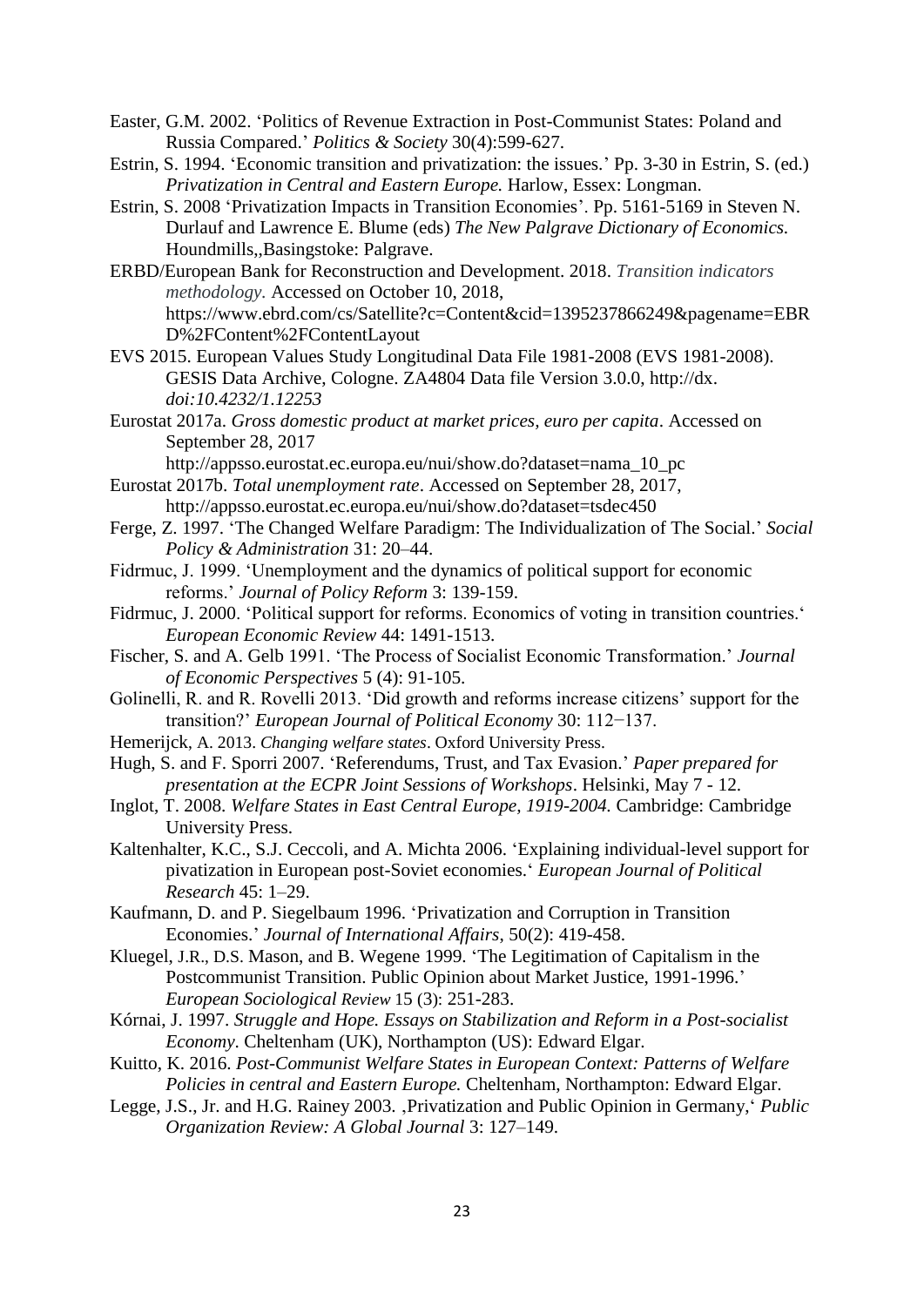Easter, G.M. 2002. 'Politics of Revenue Extraction in Post-Communist States: Poland and Russia Compared.' *Politics & Society* 30(4):599-627.

Estrin, S. 1994. 'Economic transition and privatization: the issues.' Pp. 3-30 in Estrin, S. (ed.) *Privatization in Central and Eastern Europe.* Harlow, Essex: Longman.

Estrin, S. 2008 'Privatization Impacts in Transition Economies'. Pp. 5161-5169 in Steven N. Durlauf and Lawrence E. Blume (eds) *The New Palgrave Dictionary of Economics.* Houndmills,,Basingstoke: Palgrave.

ERBD/European Bank for Reconstruction and Development. 2018. *Transition indicators methodology.* Accessed on October 10, 2018, https://www.ebrd.com/cs/Satellite?c=Content&cid=1395237866249&pagename=EBRD%2FContent%2FContentLayout

EVS 2015. European Values Study Longitudinal Data File 1981-2008 (EVS 1981-2008). GESIS Data Archive, Cologne. ZA4804 Data file Version 3.0.0, http://dx. *doi:10.4232/1.12253*

Eurostat 2017a. *Gross domestic product at market prices, euro per capita*. Accessed on September 28, 2017 http://appsso.eurostat.ec.europa.eu/nui/show.do?dataset=nama_10_pc

Eurostat 2017b. *Total unemployment rate*. Accessed on September 28, 2017, http://appsso.eurostat.ec.europa.eu/nui/show.do?dataset=tsdec450

Ferge, Z. 1997. 'The Changed Welfare Paradigm: The Individualization of The Social.' *Social Policy & Administration* 31: 20–44.

Fidrmuc, J. 1999. 'Unemployment and the dynamics of political support for economic reforms.' *Journal of Policy Reform* 3: 139-159.

Fidrmuc, J. 2000. 'Political support for reforms. Economics of voting in transition countries.' *European Economic Review* 44: 1491-1513.

Fischer, S. and A. Gelb 1991. 'The Process of Socialist Economic Transformation.' *Journal of Economic Perspectives* 5 (4): 91-105.

Golinelli, R. and R. Rovelli 2013. 'Did growth and reforms increase citizens' support for the transition?' *European Journal of Political Economy* 30: 112−137.

Hemerijck, A. 2013. *Changing welfare states*. Oxford University Press.

Hugh, S. and F. Sporri 2007. 'Referendums, Trust, and Tax Evasion.' *Paper prepared for presentation at the ECPR Joint Sessions of Workshops*. Helsinki, May 7 - 12.

Inglot, T. 2008. *Welfare States in East Central Europe, 1919-2004.* Cambridge: Cambridge University Press.

Kaltenhalter, K.C., S.J. Ceccoli, and A. Michta 2006. 'Explaining individual-level support for pivatization in European post-Soviet economies.' *European Journal of Political Research* 45: 1–29.

Kaufmann, D. and P. Siegelbaum 1996. 'Privatization and Corruption in Transition Economies.' *Journal of International Affairs*, 50(2): 419-458.

Kluegel, J.R., D.S. Mason, and B. Wegene 1999. 'The Legitimation of Capitalism in the Postcommunist Transition. Public Opinion about Market Justice, 1991-1996.' *European Sociological Review* 15 (3): 251-283.

Kórnai, J. 1997. *Struggle and Hope. Essays on Stabilization and Reform in a Post-socialist Economy*. Cheltenham (UK), Northampton (US): Edward Elgar.

Kuitto, K. 2016. *Post-Communist Welfare States in European Context: Patterns of Welfare Policies in central and Eastern Europe.* Cheltenham, Northampton: Edward Elgar.

Legge, J.S., Jr. and H.G. Rainey 2003. ,Privatization and Public Opinion in Germany,' *Public Organization Review: A Global Journal* 3: 127–149.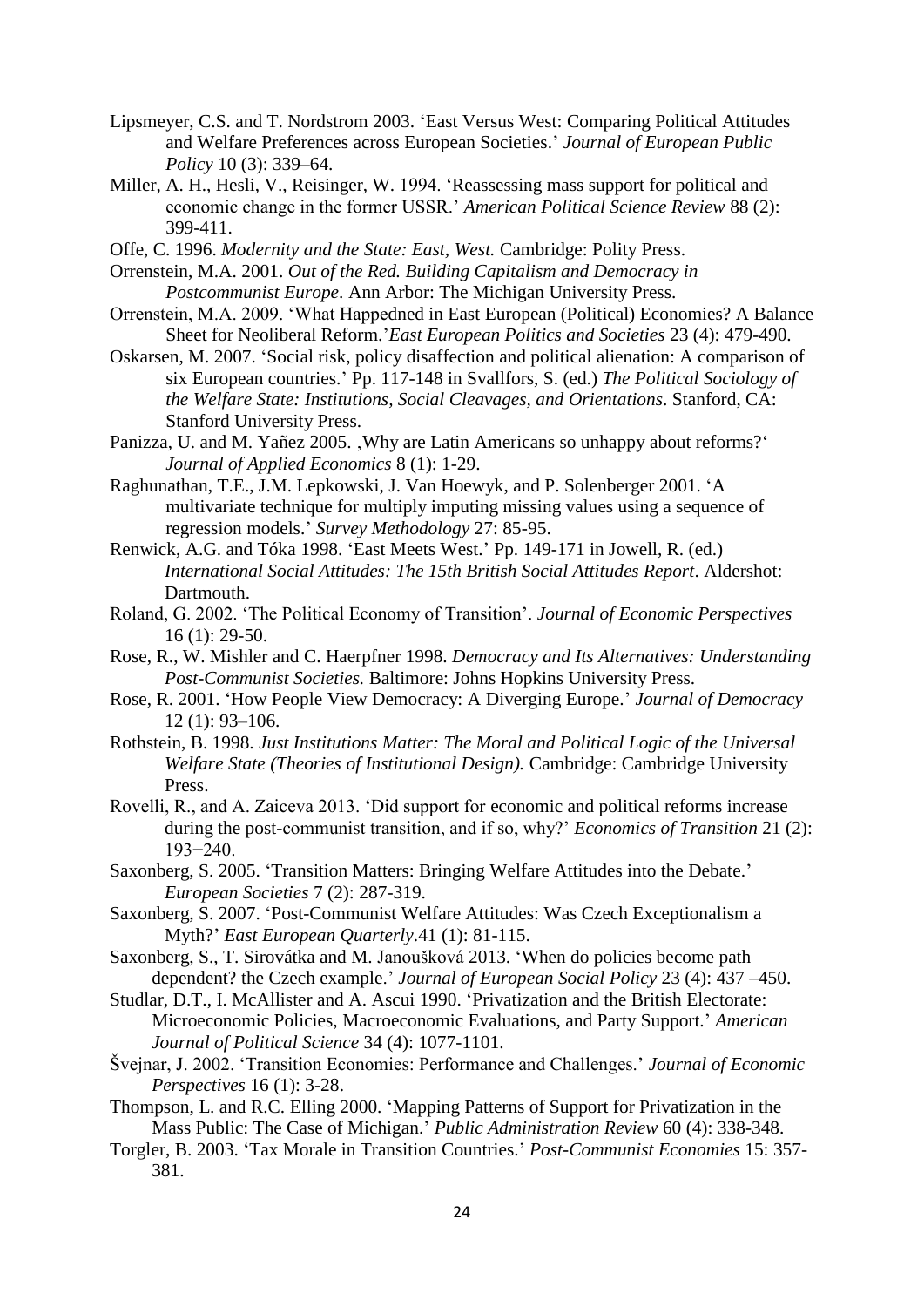Lipsmeyer, C.S. and T. Nordstrom 2003. 'East Versus West: Comparing Political Attitudes and Welfare Preferences across European Societies.' *Journal of European Public Policy* 10 (3): 339–64.

Miller, A. H., Hesli, V., Reisinger, W. 1994. 'Reassessing mass support for political and economic change in the former USSR.' *American Political Science Review* 88 (2): 399-411.

Offe, C. 1996. *Modernity and the State: East, West.* Cambridge: Polity Press.

Orrenstein, M.A. 2001. *Out of the Red. Building Capitalism and Democracy in Postcommunist Europe*. Ann Arbor: The Michigan University Press.

Orrenstein, M.A. 2009. 'What Happedned in East European (Political) Economies? A Balance Sheet for Neoliberal Reform.'*East European Politics and Societies* 23 (4): 479-490.

Oskarsen, M. 2007. 'Social risk, policy disaffection and political alienation: A comparison of six European countries.' Pp. 117-148 in Svallfors, S. (ed.) *The Political Sociology of the Welfare State: Institutions, Social Cleavages, and Orientations*. Stanford, CA: Stanford University Press.

Panizza, U. and M. Yañez 2005. ‚Why are Latin Americans so unhappy about reforms?' *Journal of Applied Economics* 8 (1): 1-29.

Raghunathan, T.E., J.M. Lepkowski, J. Van Hoewyk, and P. Solenberger 2001. 'A multivariate technique for multiply imputing missing values using a sequence of regression models.' *Survey Methodology* 27: 85-95.

Renwick, A.G. and Tóka 1998. 'East Meets West.' Pp. 149-171 in Jowell, R. (ed.) *International Social Attitudes: The 15th British Social Attitudes Report*. Aldershot: Dartmouth.

Roland, G. 2002. 'The Political Economy of Transition'. *Journal of Economic Perspectives* 16 (1): 29-50.

Rose, R., W. Mishler and C. Haerpfner 1998. *Democracy and Its Alternatives: Understanding Post-Communist Societies.* Baltimore: Johns Hopkins University Press.

Rose, R. 2001. 'How People View Democracy: A Diverging Europe.' *Journal of Democracy* 12 (1): 93–106.

Rothstein, B. 1998. *Just Institutions Matter: The Moral and Political Logic of the Universal Welfare State (Theories of Institutional Design).* Cambridge: Cambridge University Press.

Rovelli, R., and A. Zaiceva 2013. 'Did support for economic and political reforms increase during the post-communist transition, and if so, why?' *Economics of Transition* 21 (2): 193−240.

Saxonberg, S. 2005. 'Transition Matters: Bringing Welfare Attitudes into the Debate.' *European Societies* 7 (2): 287-319.

Saxonberg, S. 2007. 'Post-Communist Welfare Attitudes: Was Czech Exceptionalism a Myth?' *East European Quarterly*.41 (1): 81-115.

Saxonberg, S., T. Sirovátka and M. Janoušková 2013. 'When do policies become path dependent? the Czech example.' *Journal of European Social Policy* 23 (4): 437 –450.

Studlar, D.T., I. McAllister and A. Ascui 1990. 'Privatization and the British Electorate: Microeconomic Policies, Macroeconomic Evaluations, and Party Support.' *American Journal of Political Science* 34 (4): 1077-1101.

Švejnar, J. 2002. 'Transition Economies: Performance and Challenges.' *Journal of Economic Perspectives* 16 (1): 3-28.

Thompson, L. and R.C. Elling 2000. 'Mapping Patterns of Support for Privatization in the Mass Public: The Case of Michigan.' *Public Administration Review* 60 (4): 338-348.

Torgler, B. 2003. 'Tax Morale in Transition Countries.' *Post-Communist Economies* 15: 357-381.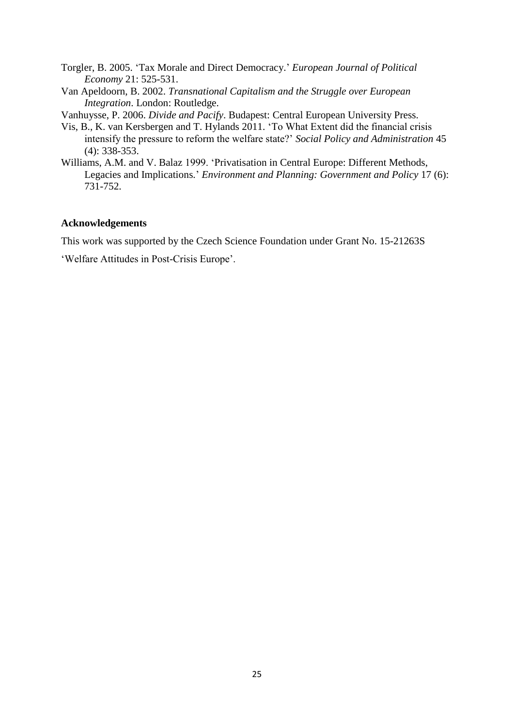Torgler, B. 2005. 'Tax Morale and Direct Democracy.' *European Journal of Political Economy* 21: 525-531.

Van Apeldoorn, B. 2002. *Transnational Capitalism and the Struggle over European Integration*. London: Routledge.

Vanhuysse, P. 2006. *Divide and Pacify*. Budapest: Central European University Press.

Vis, B., K. van Kersbergen and T. Hylands 2011. 'To What Extent did the financial crisis intensify the pressure to reform the welfare state?' *Social Policy and Administration* 45 (4): 338-353.

Williams, A.M. and V. Balaz 1999. 'Privatisation in Central Europe: Different Methods, Legacies and Implications.' *Environment and Planning: Government and Policy* 17 (6): 731-752.

### Acknowledgements

This work was supported by the Czech Science Foundation under Grant No. 15-21263S 'Welfare Attitudes in Post-Crisis Europe'.